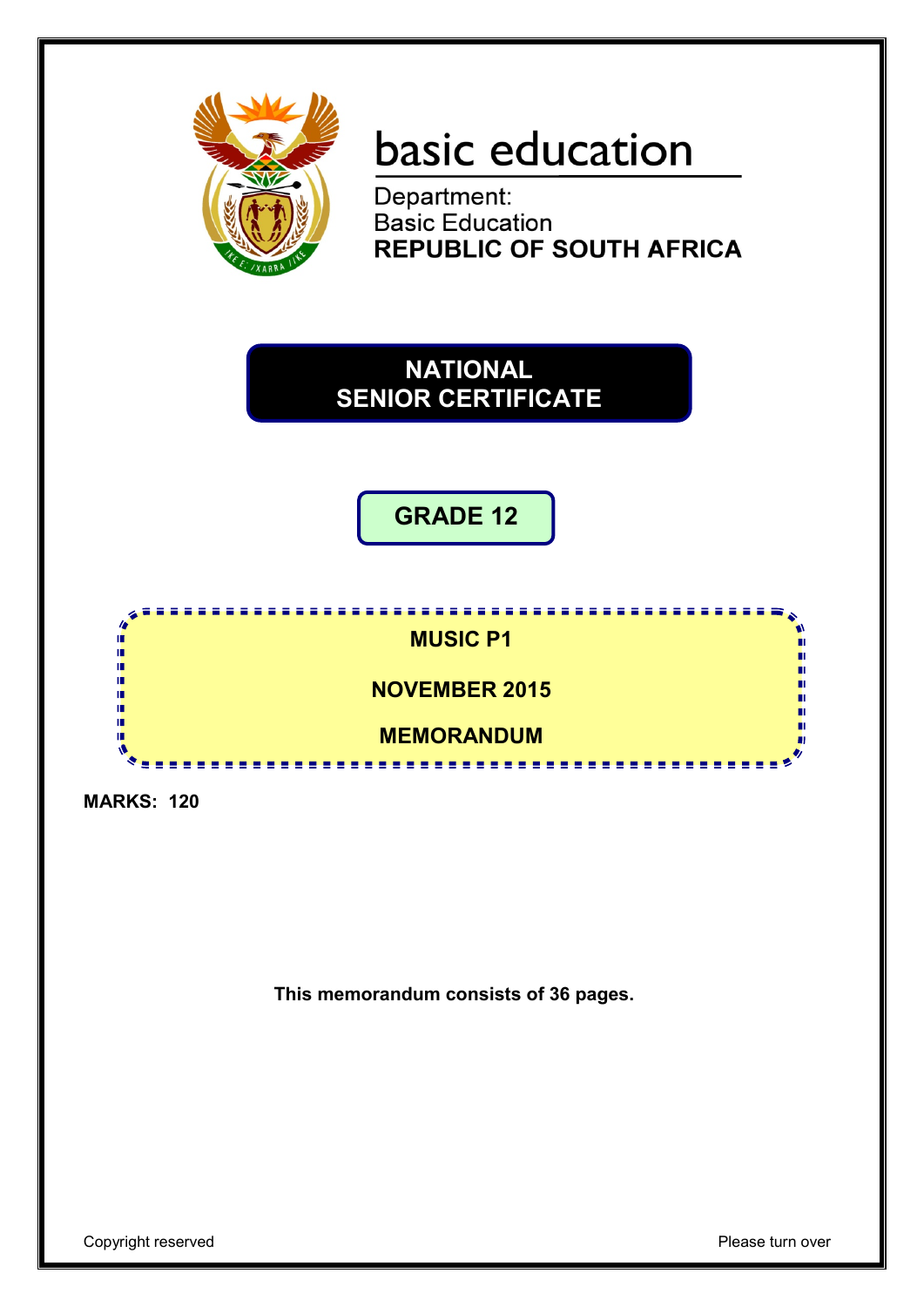basic education

Department:
Basic Education
**REPUBLIC OF SOUTH AFRICA**

# NATIONAL SENIOR CERTIFICATE

## GRADE 12

## MUSIC P1

## NOVEMBER 2015

## MEMORANDUM

**MARKS: 120**

**This memorandum consists of 36 pages.**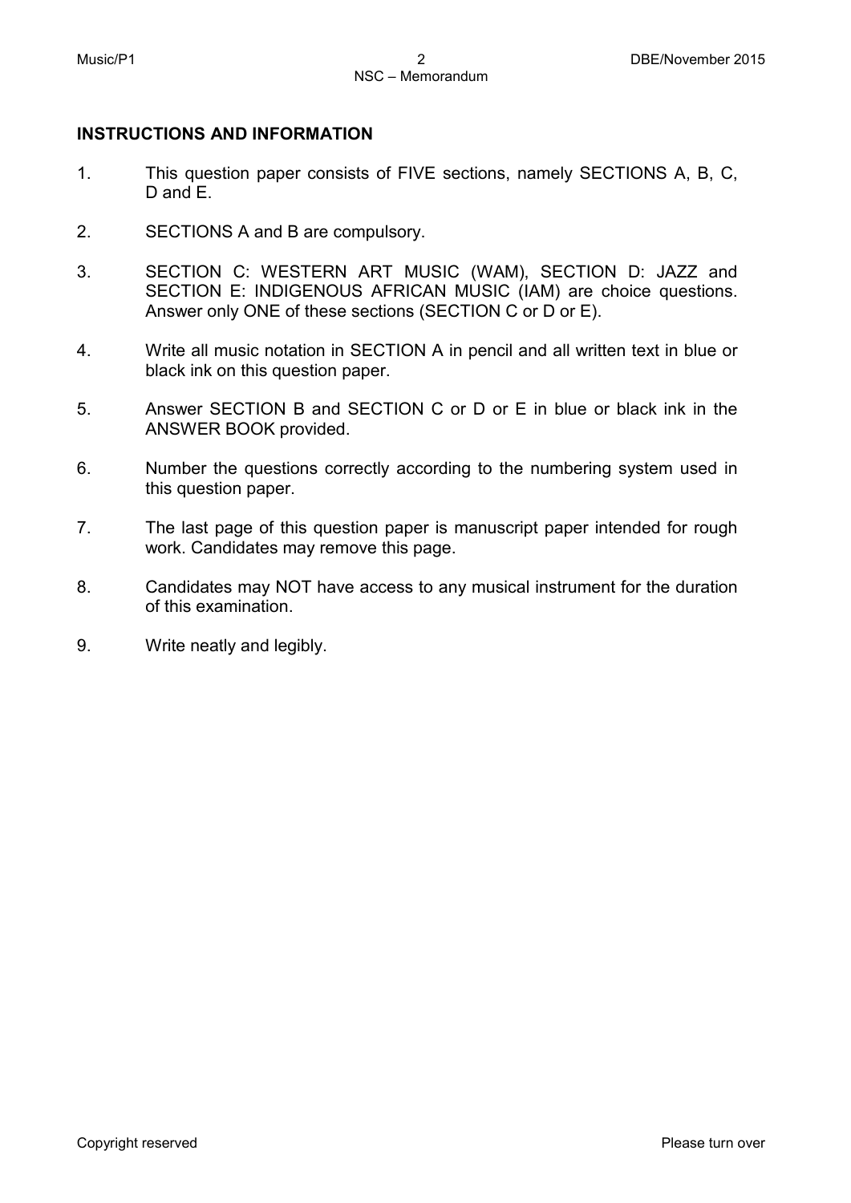## INSTRUCTIONS AND INFORMATION

1. This question paper consists of FIVE sections, namely SECTIONS A, B, C, D and E.

2. SECTIONS A and B are compulsory.

3. SECTION C: WESTERN ART MUSIC (WAM), SECTION D: JAZZ and SECTION E: INDIGENOUS AFRICAN MUSIC (IAM) are choice questions. Answer only ONE of these sections (SECTION C or D or E).

4. Write all music notation in SECTION A in pencil and all written text in blue or black ink on this question paper.

5. Answer SECTION B and SECTION C or D or E in blue or black ink in the ANSWER BOOK provided.

6. Number the questions correctly according to the numbering system used in this question paper.

7. The last page of this question paper is manuscript paper intended for rough work. Candidates may remove this page.

8. Candidates may NOT have access to any musical instrument for the duration of this examination.

9. Write neatly and legibly.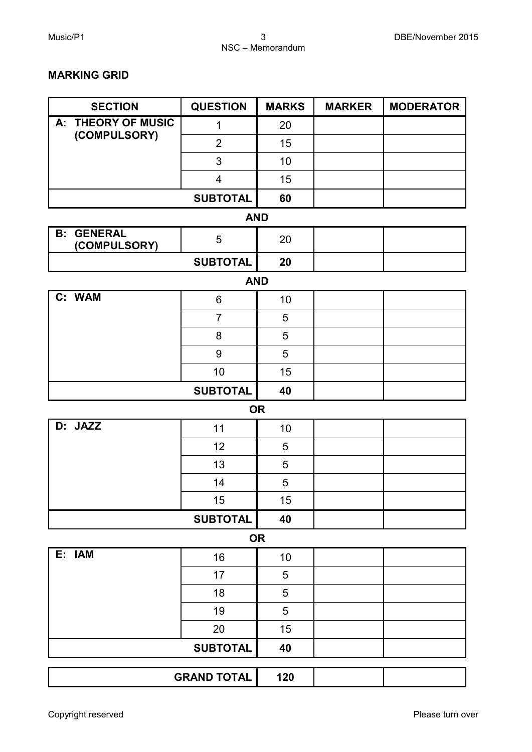## MARKING GRID

| SECTION | QUESTION | MARKS | MARKER | MODERATOR |
|---|---|---|---|---|
| A: THEORY OF MUSIC (COMPULSORY) | 1 | 20 | | |
| | 2 | 15 | | |
| | 3 | 10 | | |
| | 4 | 15 | | |
| | **SUBTOTAL** | **60** | | |

**AND**

| SECTION | QUESTION | MARKS | MARKER | MODERATOR |
|---|---|---|---|---|
| B: GENERAL (COMPULSORY) | 5 | 20 | | |
| | **SUBTOTAL** | **20** | | |

**AND**

| SECTION | QUESTION | MARKS | MARKER | MODERATOR |
|---|---|---|---|---|
| C: WAM | 6 | 10 | | |
| | 7 | 5 | | |
| | 8 | 5 | | |
| | 9 | 5 | | |
| | 10 | 15 | | |
| | **SUBTOTAL** | **40** | | |

**OR**

| SECTION | QUESTION | MARKS | MARKER | MODERATOR |
|---|---|---|---|---|
| D: JAZZ | 11 | 10 | | |
| | 12 | 5 | | |
| | 13 | 5 | | |
| | 14 | 5 | | |
| | 15 | 15 | | |
| | **SUBTOTAL** | **40** | | |

**OR**

| SECTION | QUESTION | MARKS | MARKER | MODERATOR |
|---|---|---|---|---|
| E: IAM | 16 | 10 | | |
| | 17 | 5 | | |
| | 18 | 5 | | |
| | 19 | 5 | | |
| | 20 | 15 | | |
| | **SUBTOTAL** | **40** | | |

| | MARKS | MARKER | MODERATOR |
|---|---|---|---|
| **GRAND TOTAL** | **120** | | |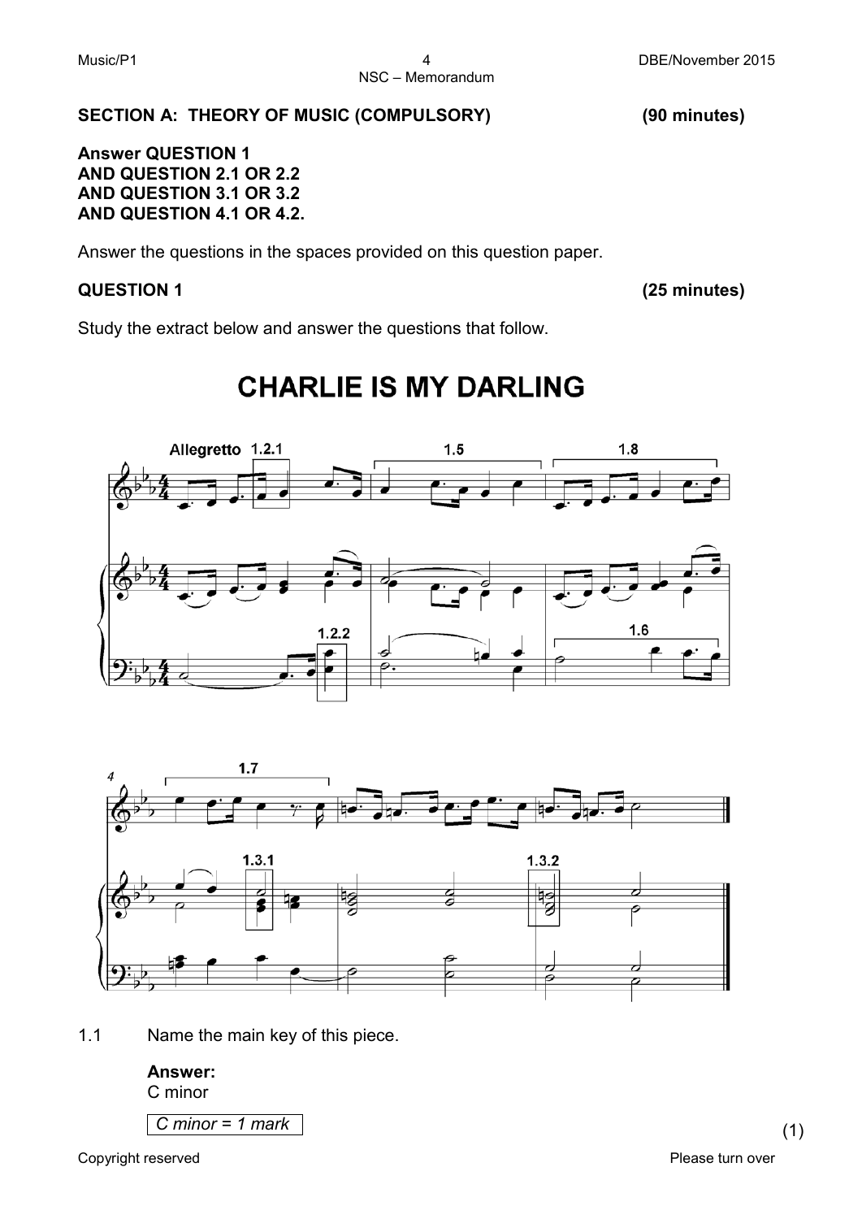## SECTION A: THEORY OF MUSIC (COMPULSORY) (90 minutes)

**Answer QUESTION 1**
**AND QUESTION 2.1 OR 2.2**
**AND QUESTION 3.1 OR 3.2**
**AND QUESTION 4.1 OR 4.2.**

Answer the questions in the spaces provided on this question paper.

## QUESTION 1 (25 minutes)

Study the extract below and answer the questions that follow.

# CHARLIE IS MY DARLING

1.1 Name the main key of this piece.

**Answer:**
C minor

*C minor = 1 mark* (1)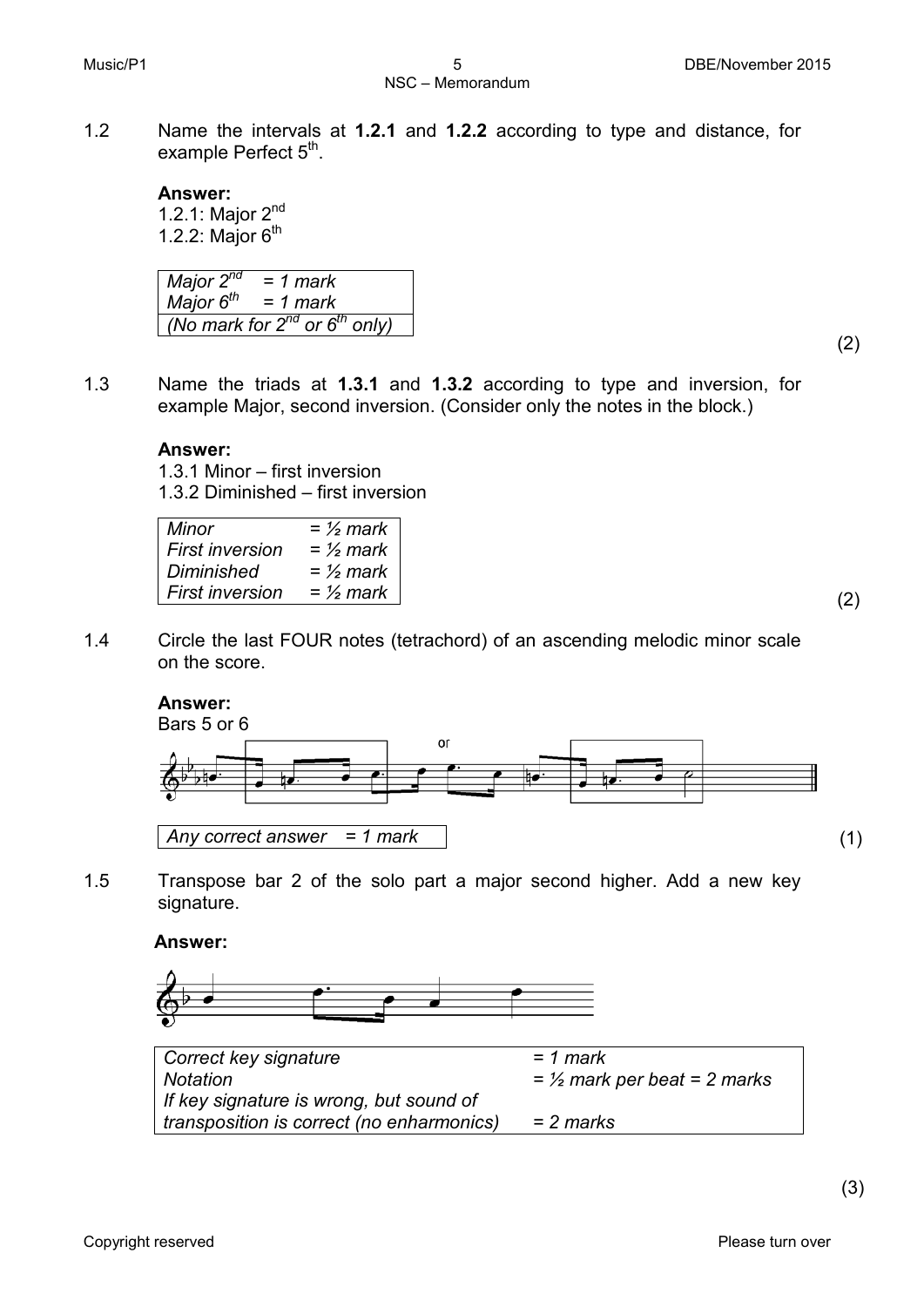1.2 Name the intervals at **1.2.1** and **1.2.2** according to type and distance, for example Perfect 5th.

**Answer:**
1.2.1: Major 2nd
1.2.2: Major 6th

| *Major 2nd = 1 mark* |
|---|
| *Major 6th = 1 mark* |
| *(No mark for 2nd or 6th only)* |

(2)

1.3 Name the triads at **1.3.1** and **1.3.2** according to type and inversion, for example Major, second inversion. (Consider only the notes in the block.)

**Answer:**
1.3.1 Minor – first inversion
1.3.2 Diminished – first inversion

| | |
|---|---|
| *Minor* | *= ½ mark* |
| *First inversion* | *= ½ mark* |
| *Diminished* | *= ½ mark* |
| *First inversion* | *= ½ mark* |

(2)

1.4 Circle the last FOUR notes (tetrachord) of an ascending melodic minor scale on the score.

**Answer:**
Bars 5 or 6

or

| *Any correct answer = 1 mark* |
|---|

(1)

1.5 Transpose bar 2 of the solo part a major second higher. Add a new key signature.

**Answer:**

| | |
|---|---|
| *Correct key signature* | *= 1 mark* |
| *Notation* | *= ½ mark per beat = 2 marks* |
| *If key signature is wrong, but sound of transposition is correct (no enharmonics)* | *= 2 marks* |

(3)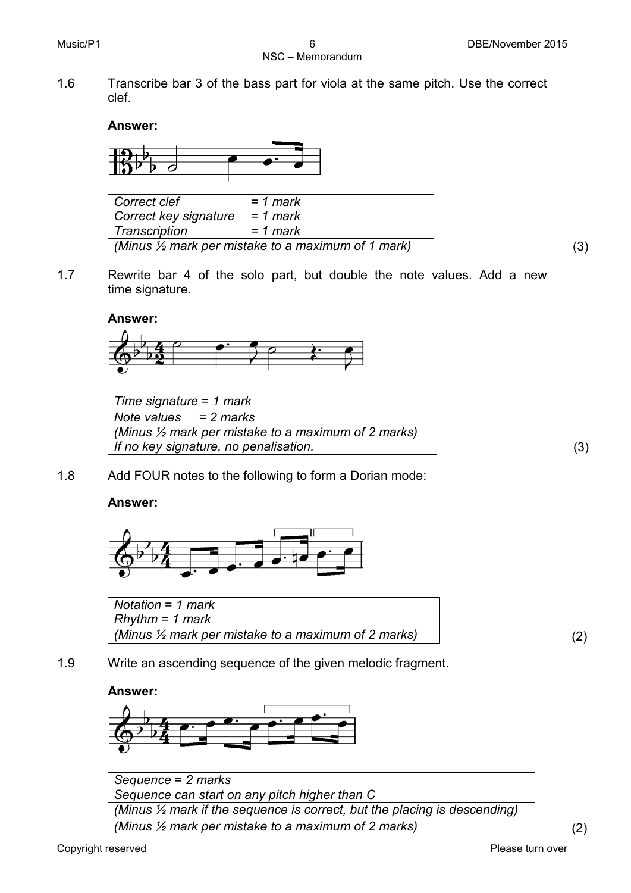1.6 Transcribe bar 3 of the bass part for viola at the same pitch. Use the correct clef.

**Answer:**

| | |
|---|---|
| *Correct clef* | *= 1 mark* |
| *Correct key signature* | *= 1 mark* |
| *Transcription* | *= 1 mark* |
| *(Minus ½ mark per mistake to a maximum of 1 mark)* | |

(3)

1.7 Rewrite bar 4 of the solo part, but double the note values. Add a new time signature.

**Answer:**

| |
|---|
| *Time signature = 1 mark* |
| *Note values = 2 marks* <br> *(Minus ½ mark per mistake to a maximum of 2 marks)* <br> *If no key signature, no penalisation.* |

(3)

1.8 Add FOUR notes to the following to form a Dorian mode:

**Answer:**

| |
|---|
| *Notation = 1 mark* <br> *Rhythm = 1 mark* |
| *(Minus ½ mark per mistake to a maximum of 2 marks)* |

(2)

1.9 Write an ascending sequence of the given melodic fragment.

**Answer:**

| |
|---|
| *Sequence = 2 marks* <br> *Sequence can start on any pitch higher than C* |
| *(Minus ½ mark if the sequence is correct, but the placing is descending)* |
| *(Minus ½ mark per mistake to a maximum of 2 marks)* |

(2)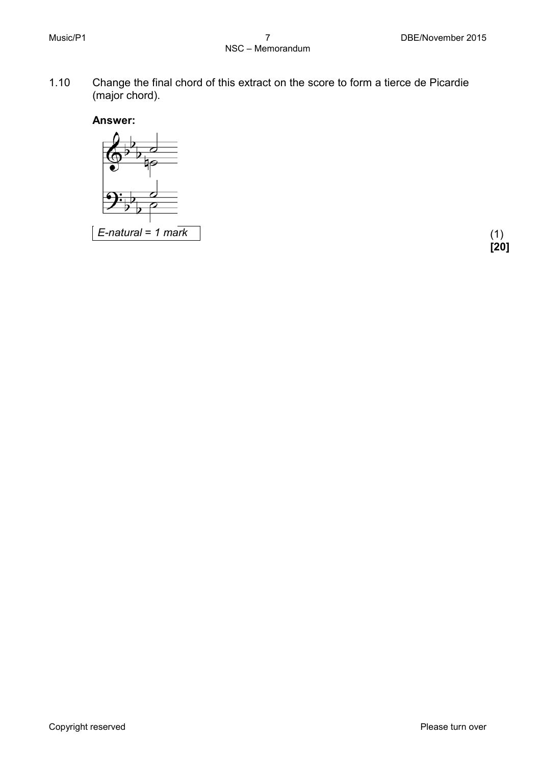1.10 Change the final chord of this extract on the score to form a tierce de Picardie (major chord).

**Answer:**

*E-natural = 1 mark*

(1)
**[20]**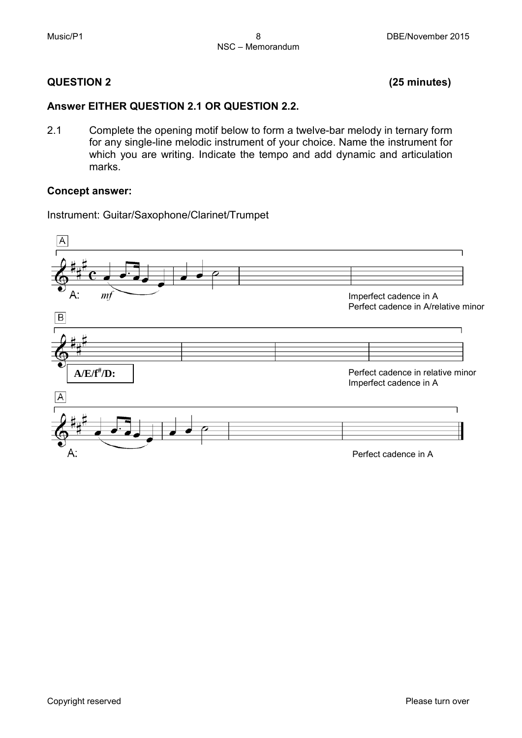## QUESTION 2 **(25 minutes)**

**Answer EITHER QUESTION 2.1 OR QUESTION 2.2.**

2.1 Complete the opening motif below to form a twelve-bar melody in ternary form for any single-line melodic instrument of your choice. Name the instrument for which you are writing. Indicate the tempo and add dynamic and articulation marks.

**Concept answer:**

Instrument: Guitar/Saxophone/Clarinet/Trumpet

A

A: *mf*

Imperfect cadence in A
Perfect cadence in A/relative minor

B

**A/E/f#/D:**

Perfect cadence in relative minor
Imperfect cadence in A

A

A:

Perfect cadence in A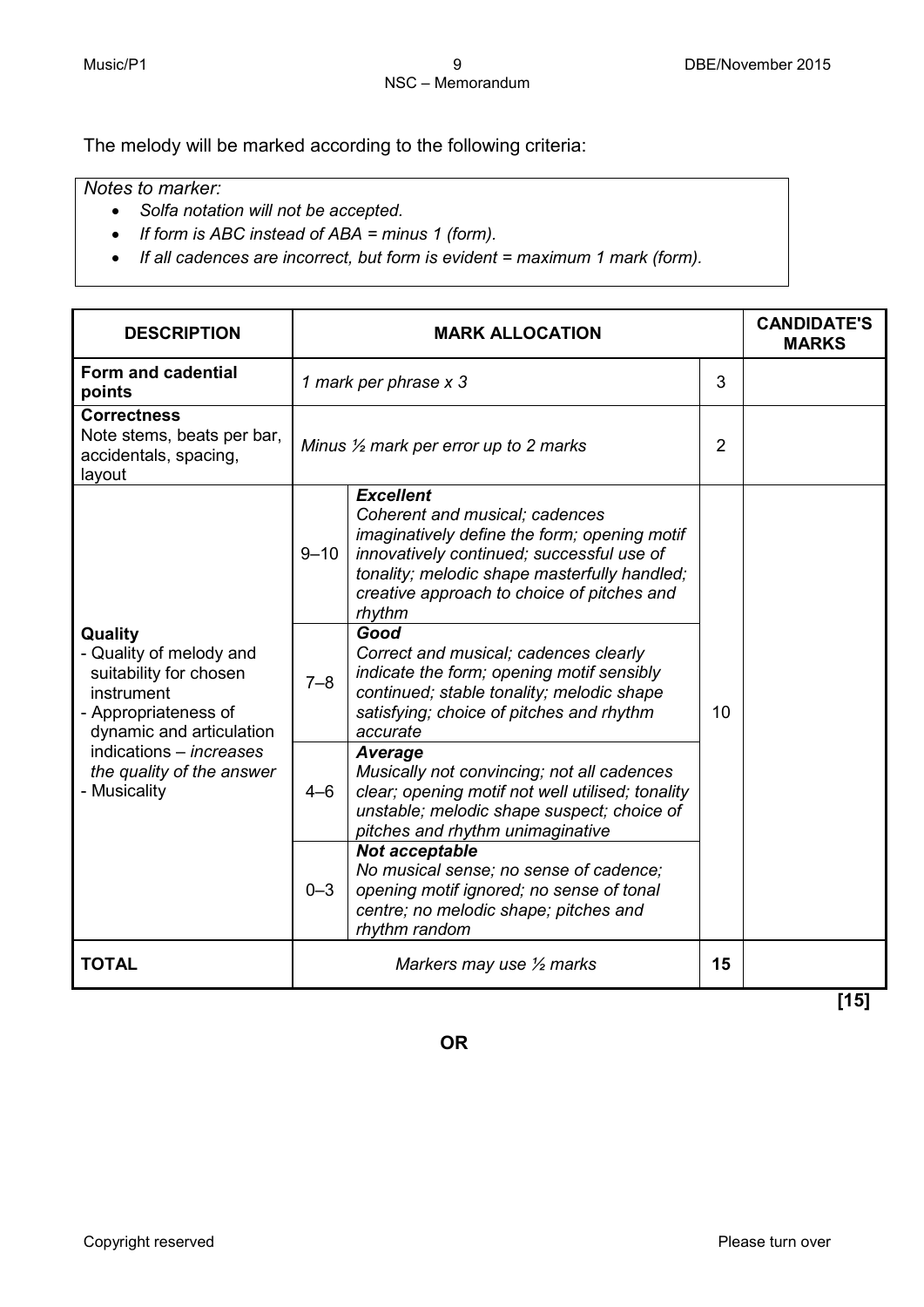The melody will be marked according to the following criteria:

> *Notes to marker:*
> - *Solfa notation will not be accepted.*
> - *If form is ABC instead of ABA = minus 1 (form).*
> - *If all cadences are incorrect, but form is evident = maximum 1 mark (form).*

| DESCRIPTION | MARK ALLOCATION | | | CANDIDATE'S MARKS |
|---|---|---|---|---|
| **Form and cadential points** | *1 mark per phrase x 3* | | 3 | |
| **Correctness** Note stems, beats per bar, accidentals, spacing, layout | *Minus ½ mark per error up to 2 marks* | | 2 | |
| **Quality** - Quality of melody and suitability for chosen instrument - Appropriateness of dynamic and articulation indications – *increases the quality of the answer* - Musicality | 9–10 | ***Excellent*** *Coherent and musical; cadences imaginatively define the form; opening motif innovatively continued; successful use of tonality; melodic shape masterfully handled; creative approach to choice of pitches and rhythm* | 10 | |
| | 7–8 | ***Good*** *Correct and musical; cadences clearly indicate the form; opening motif sensibly continued; stable tonality; melodic shape satisfying; choice of pitches and rhythm accurate* | | |
| | 4–6 | ***Average*** *Musically not convincing; not all cadences clear; opening motif not well utilised; tonality unstable; melodic shape suspect; choice of pitches and rhythm unimaginative* | | |
| | 0–3 | ***Not acceptable*** *No musical sense; no sense of cadence; opening motif ignored; no sense of tonal centre; no melodic shape; pitches and rhythm random* | | |
| **TOTAL** | *Markers may use ½ marks* | | 15 | |

**[15]**

**OR**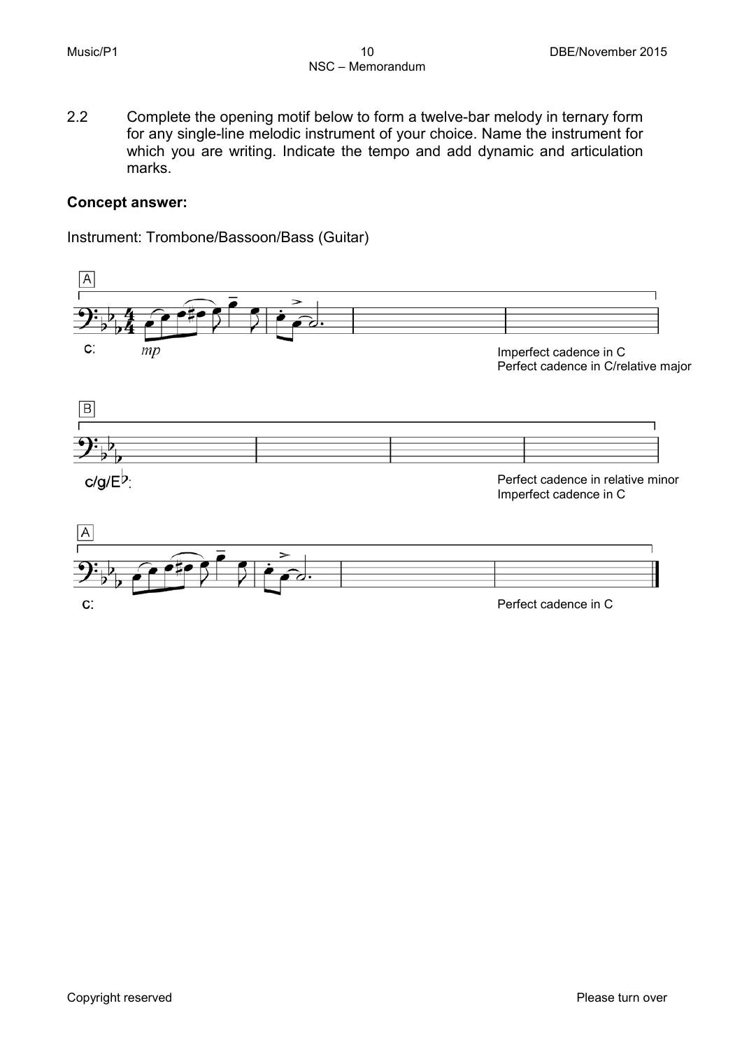2.2 Complete the opening motif below to form a twelve-bar melody in ternary form for any single-line melodic instrument of your choice. Name the instrument for which you are writing. Indicate the tempo and add dynamic and articulation marks.

**Concept answer:**

Instrument: Trombone/Bassoon/Bass (Guitar)

A

c: *mp*

Imperfect cadence in C
Perfect cadence in C/relative major

B

c/g/E♭:

Perfect cadence in relative minor
Imperfect cadence in C

A

c:

Perfect cadence in C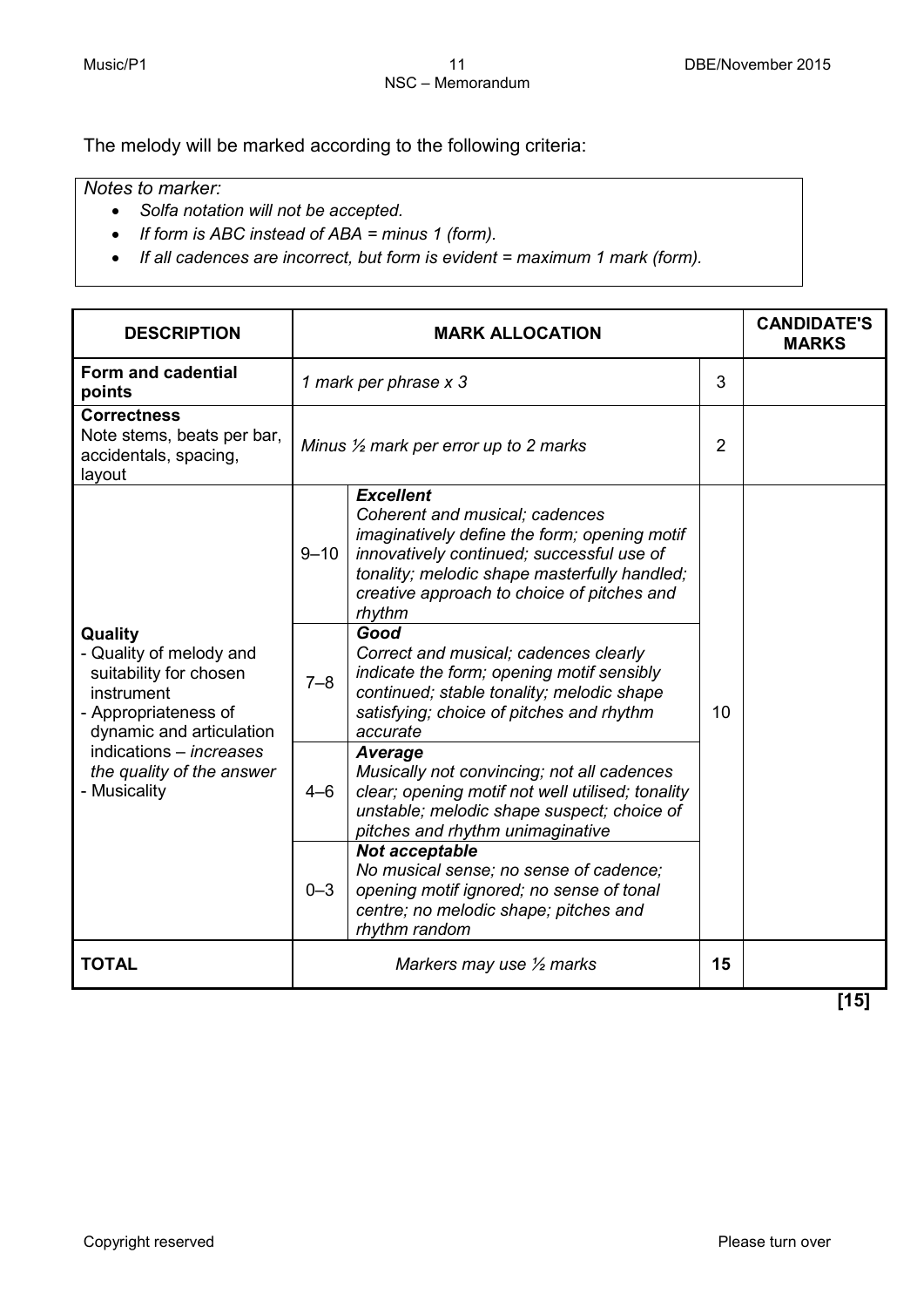The melody will be marked according to the following criteria:

*Notes to marker:*

- *Solfa notation will not be accepted.*
- *If form is ABC instead of ABA = minus 1 (form).*
- *If all cadences are incorrect, but form is evident = maximum 1 mark (form).*

| DESCRIPTION | MARK ALLOCATION | | | CANDIDATE'S MARKS |
|---|---|---|---|---|
| **Form and cadential points** | *1 mark per phrase x 3* | | 3 | |
| **Correctness** Note stems, beats per bar, accidentals, spacing, layout | *Minus ½ mark per error up to 2 marks* | | 2 | |
| **Quality** - Quality of melody and suitability for chosen instrument - Appropriateness of dynamic and articulation indications – *increases the quality of the answer* - Musicality | 9–10 | ***Excellent*** *Coherent and musical; cadences imaginatively define the form; opening motif innovatively continued; successful use of tonality; melodic shape masterfully handled; creative approach to choice of pitches and rhythm* | 10 | |
| | 7–8 | ***Good*** *Correct and musical; cadences clearly indicate the form; opening motif sensibly continued; stable tonality; melodic shape satisfying; choice of pitches and rhythm accurate* | | |
| | 4–6 | ***Average*** *Musically not convincing; not all cadences clear; opening motif not well utilised; tonality unstable; melodic shape suspect; choice of pitches and rhythm unimaginative* | | |
| | 0–3 | ***Not acceptable*** *No musical sense; no sense of cadence; opening motif ignored; no sense of tonal centre; no melodic shape; pitches and rhythm random* | | |
| **TOTAL** | *Markers may use ½ marks* | | **15** | |

**[15]**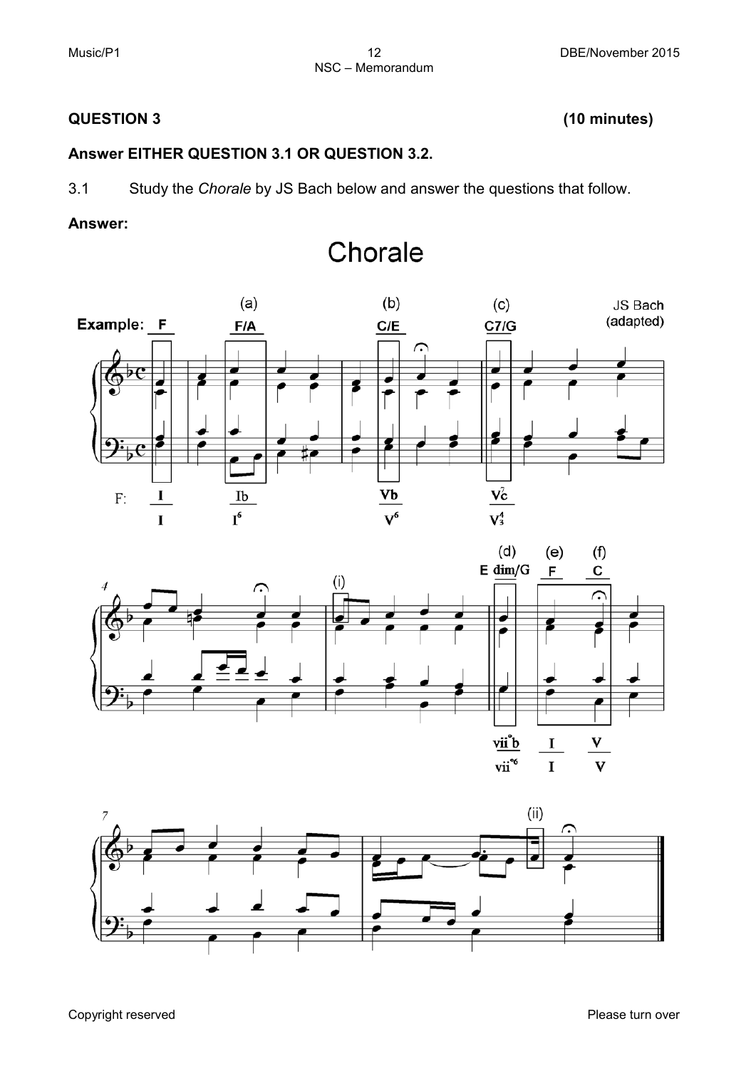## QUESTION 3 **(10 minutes)**

**Answer EITHER QUESTION 3.1 OR QUESTION 3.2.**

3.1 Study the *Chorale* by JS Bach below and answer the questions that follow.

**Answer:**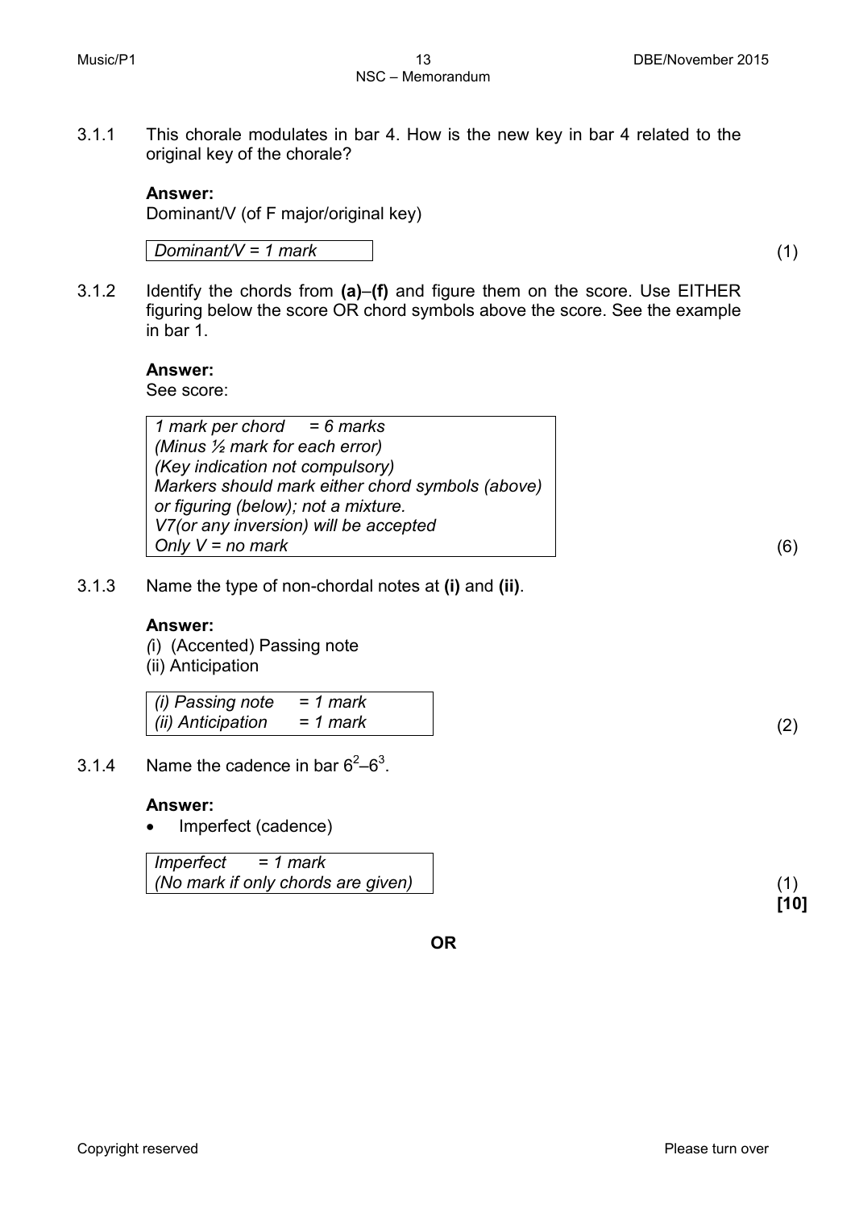3.1.1 This chorale modulates in bar 4. How is the new key in bar 4 related to the original key of the chorale?

**Answer:**
Dominant/V (of F major/original key)

| *Dominant/V = 1 mark* |
|---|

(1)

3.1.2 Identify the chords from **(a)**–**(f)** and figure them on the score. Use EITHER figuring below the score OR chord symbols above the score. See the example in bar 1.

**Answer:**
See score:

| *1 mark per chord = 6 marks* <br> *(Minus ½ mark for each error)* <br> *(Key indication not compulsory)* <br> *Markers should mark either chord symbols (above) or figuring (below); not a mixture.* <br> *V7(or any inversion) will be accepted* <br> *Only V = no mark* |
|---|

(6)

3.1.3 Name the type of non-chordal notes at **(i)** and **(ii)**.

**Answer:**
(i) (Accented) Passing note
(ii) Anticipation

| *(i) Passing note = 1 mark* <br> *(ii) Anticipation = 1 mark* |
|---|

(2)

3.1.4 Name the cadence in bar $6^2$–$6^3$.

**Answer:**

- Imperfect (cadence)

| *Imperfect = 1 mark* <br> *(No mark if only chords are given)* |
|---|

(1)
**[10]**

**OR**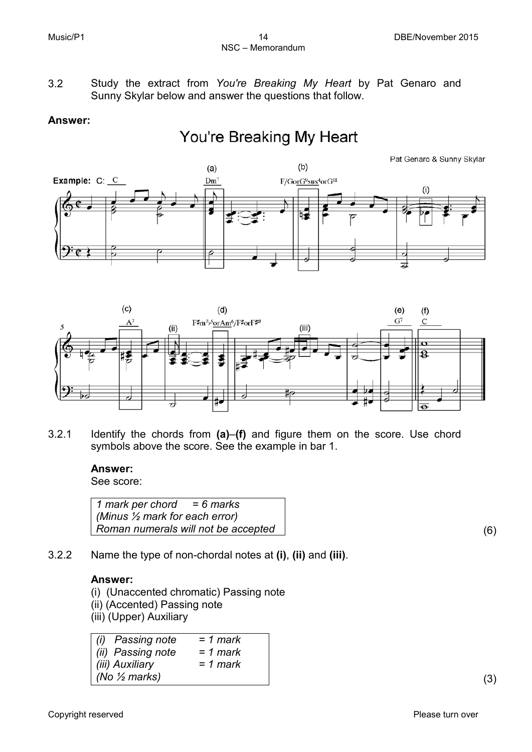3.2 Study the extract from *You're Breaking My Heart* by Pat Genaro and Sunny Skylar below and answer the questions that follow.

**Answer:**

3.2.1 Identify the chords from **(a)**–**(f)** and figure them on the score. Use chord symbols above the score. See the example in bar 1.

**Answer:**
See score:

| *1 mark per chord = 6 marks* |
|---|
| *(Minus ½ mark for each error)* |
| *Roman numerals will not be accepted* |

(6)

3.2.2 Name the type of non-chordal notes at **(i)**, **(ii)** and **(iii)**.

**Answer:**
(i) (Unaccented chromatic) Passing note
(ii) (Accented) Passing note
(iii) (Upper) Auxiliary

| | |
|---|---|
| *(i) Passing note* | *= 1 mark* |
| *(ii) Passing note* | *= 1 mark* |
| *(iii) Auxiliary* | *= 1 mark* |
| *(No ½ marks)* | |

(3)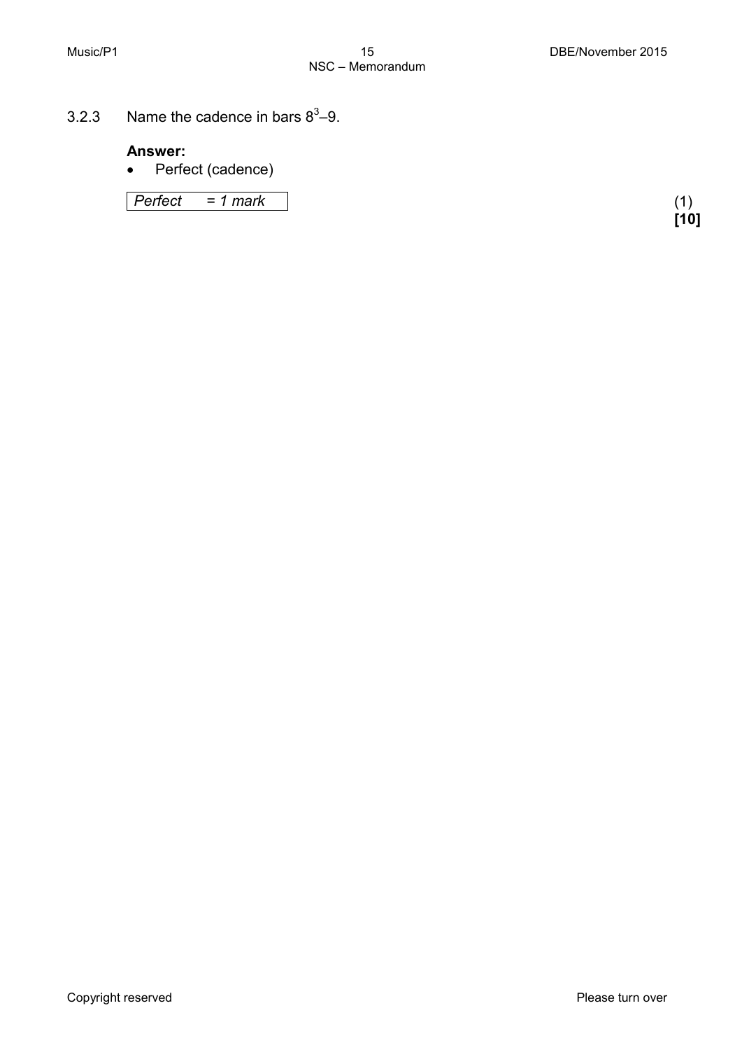3.2.3 Name the cadence in bars $8^3$–9.

**Answer:**

- Perfect (cadence)

| *Perfect = 1 mark* |
|---|

(1)
**[10]**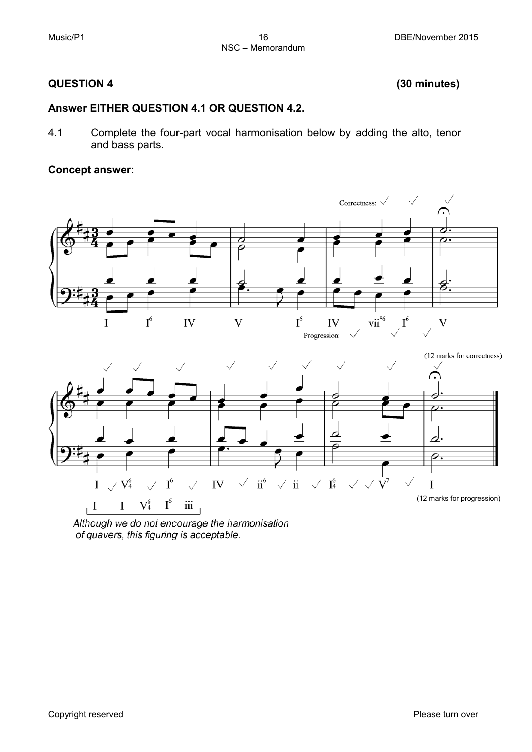## QUESTION 4 (30 minutes)

### Answer EITHER QUESTION 4.1 OR QUESTION 4.2.

4.1 Complete the four-part vocal harmonisation below by adding the alto, tenor and bass parts.

**Concept answer:**

Correctness: ✓ ✓ ✓

I I6 IV V I6 IV vii°6 I6 V

Progression: ✓ ✓ ✓

(12 marks for correctness)

I ✓ V$^6_4$ ✓ I6 ✓ IV ✓ ii6 ✓ ii ✓ I$^6_4$ ✓ ✓ V7 ✓ I

I I V$^6_4$ I6 iii

(12 marks for progression)

*Although we do not encourage the harmonisation of quavers, this figuring is acceptable.*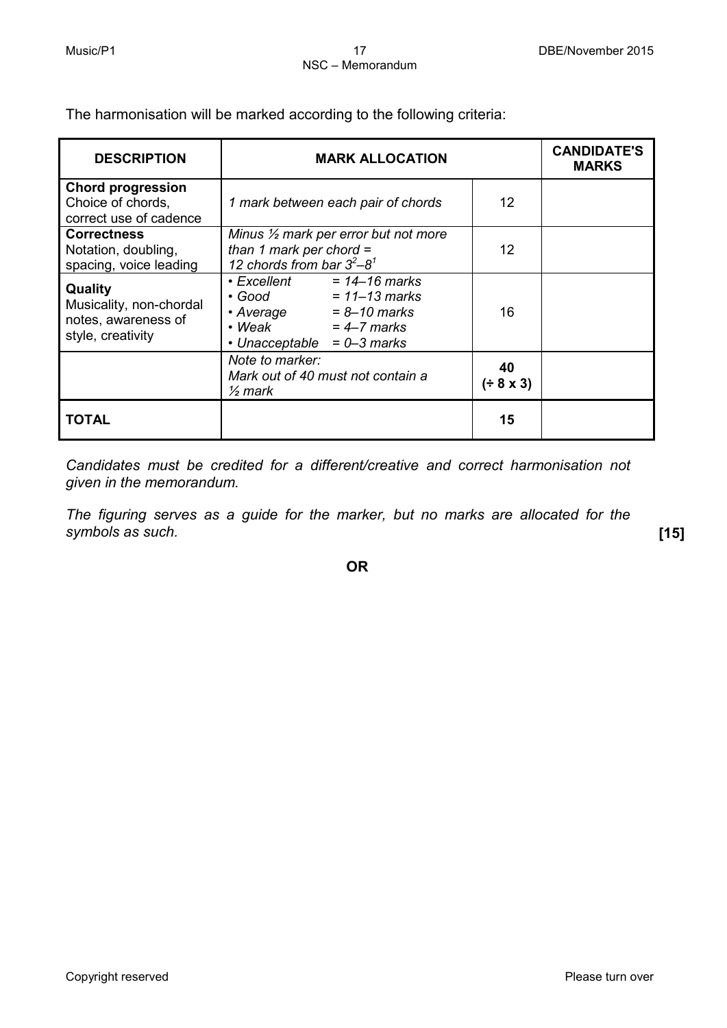The harmonisation will be marked according to the following criteria:

| DESCRIPTION | MARK ALLOCATION | | CANDIDATE'S MARKS |
|---|---|---|---|
| **Chord progression** Choice of chords, correct use of cadence | *1 mark between each pair of chords* | 12 | |
| **Correctness** Notation, doubling, spacing, voice leading | *Minus ½ mark per error but not more than 1 mark per chord = 12 chords from bar $3^2$–$8^1$* | 12 | |
| **Quality** Musicality, non-chordal notes, awareness of style, creativity | *• Excellent = 14–16 marks* <br> *• Good = 11–13 marks* <br> *• Average = 8–10 marks* <br> *• Weak = 4–7 marks* <br> *• Unacceptable = 0–3 marks* | 16 | |
| | *Note to marker: Mark out of 40 must not contain a ½ mark* | **40 (÷ 8 x 3)** | |
| **TOTAL** | | **15** | |

*Candidates must be credited for a different/creative and correct harmonisation not given in the memorandum.*

*The figuring serves as a guide for the marker, but no marks are allocated for the symbols as such.* **[15]**

**OR**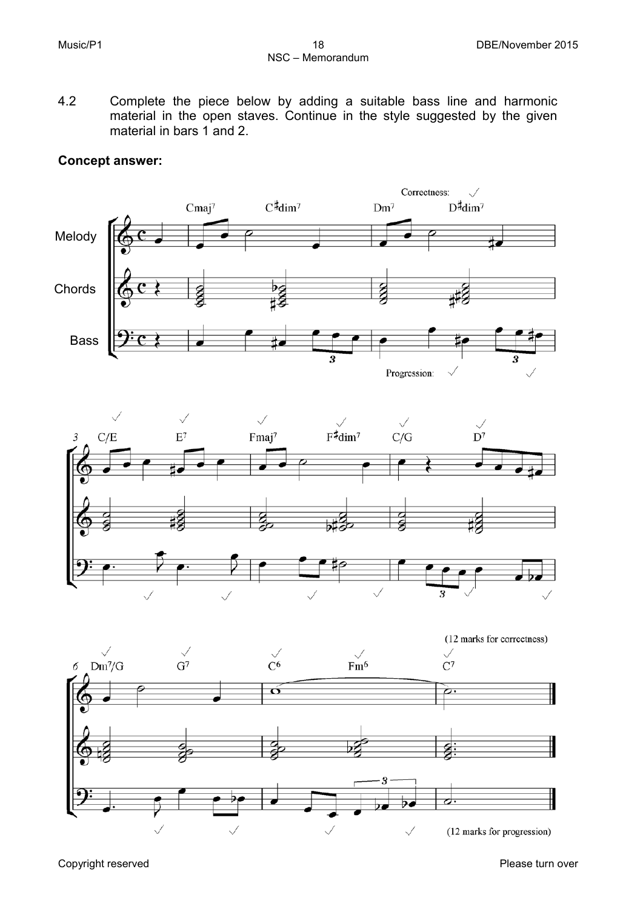4.2 Complete the piece below by adding a suitable bass line and harmonic material in the open staves. Continue in the style suggested by the given material in bars 1 and 2.

**Concept answer:**

Correctness: ✓

Cmaj$^7$ C♯dim$^7$ Dm$^7$ D♯dim$^7$

Melody

Chords

Bass

Progression: ✓ ✓

3 C/E E$^7$ Fmaj$^7$ F♯dim$^7$ C/G D$^7$

(12 marks for correctness)

6 Dm$^7$/G G$^7$ C$^6$ Fm$^6$ C$^7$

(12 marks for progression)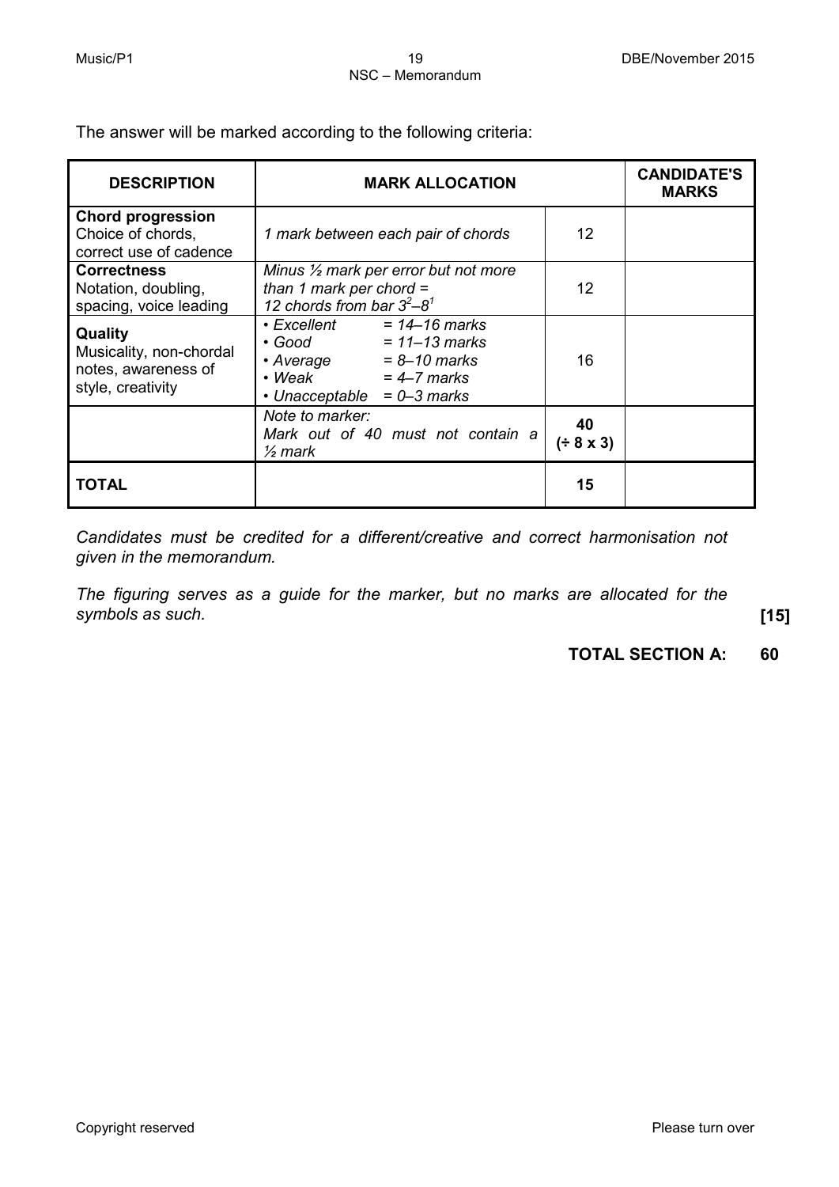The answer will be marked according to the following criteria:

| DESCRIPTION | MARK ALLOCATION | | CANDIDATE'S MARKS |
|---|---|---|---|
| **Chord progression** Choice of chords, correct use of cadence | *1 mark between each pair of chords* | 12 | |
| **Correctness** Notation, doubling, spacing, voice leading | *Minus ½ mark per error but not more than 1 mark per chord = 12 chords from bar $3^2$–$8^1$* | 12 | |
| **Quality** Musicality, non-chordal notes, awareness of style, creativity | *• Excellent = 14–16 marks* *• Good = 11–13 marks* *• Average = 8–10 marks* *• Weak = 4–7 marks* *• Unacceptable = 0–3 marks* | 16 | |
| | *Note to marker: Mark out of 40 must not contain a ½ mark* | **40 (÷ 8 x 3)** | |
| **TOTAL** | | **15** | |

*Candidates must be credited for a different/creative and correct harmonisation not given in the memorandum.*

*The figuring serves as a guide for the marker, but no marks are allocated for the symbols as such.* **[15]**

**TOTAL SECTION A: 60**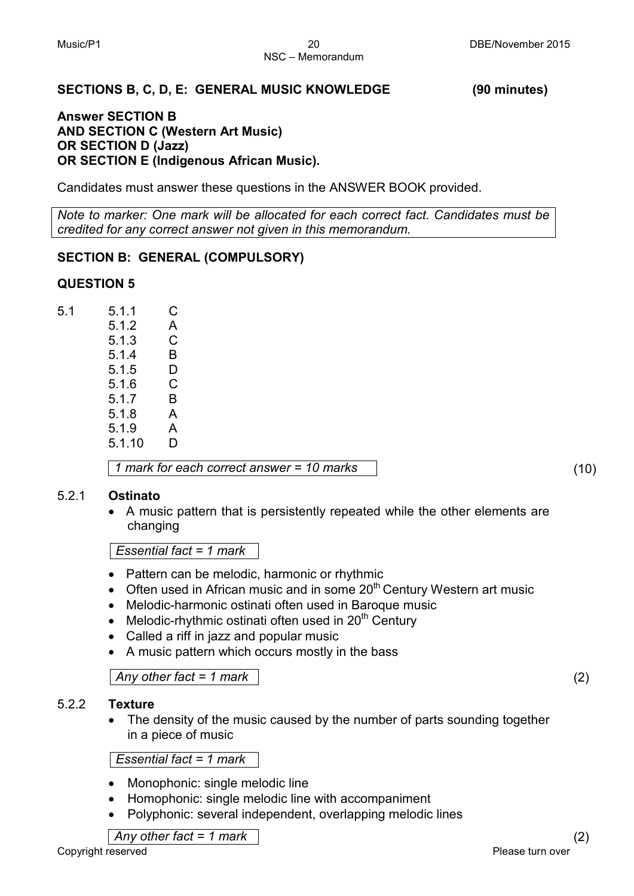## SECTIONS B, C, D, E: GENERAL MUSIC KNOWLEDGE (90 minutes)

**Answer SECTION B**
**AND SECTION C (Western Art Music)**
**OR SECTION D (Jazz)**
**OR SECTION E (Indigenous African Music).**

Candidates must answer these questions in the ANSWER BOOK provided.

*Note to marker: One mark will be allocated for each correct fact. Candidates must be credited for any correct answer not given in this memorandum.*

### SECTION B: GENERAL (COMPULSORY)

### QUESTION 5

5.1

| | |
|---|---|
| 5.1.1 | C |
| 5.1.2 | A |
| 5.1.3 | C |
| 5.1.4 | B |
| 5.1.5 | D |
| 5.1.6 | C |
| 5.1.7 | B |
| 5.1.8 | A |
| 5.1.9 | A |
| 5.1.10 | D |

*1 mark for each correct answer = 10 marks* (10)

5.2.1 **Ostinato**

- A music pattern that is persistently repeated while the other elements are changing

*Essential fact = 1 mark*

- Pattern can be melodic, harmonic or rhythmic
- Often used in African music and in some 20th Century Western art music
- Melodic-harmonic ostinati often used in Baroque music
- Melodic-rhythmic ostinati often used in 20th Century
- Called a riff in jazz and popular music
- A music pattern which occurs mostly in the bass

*Any other fact = 1 mark* (2)

5.2.2 **Texture**

- The density of the music caused by the number of parts sounding together in a piece of music

*Essential fact = 1 mark*

- Monophonic: single melodic line
- Homophonic: single melodic line with accompaniment
- Polyphonic: several independent, overlapping melodic lines

*Any other fact = 1 mark* (2)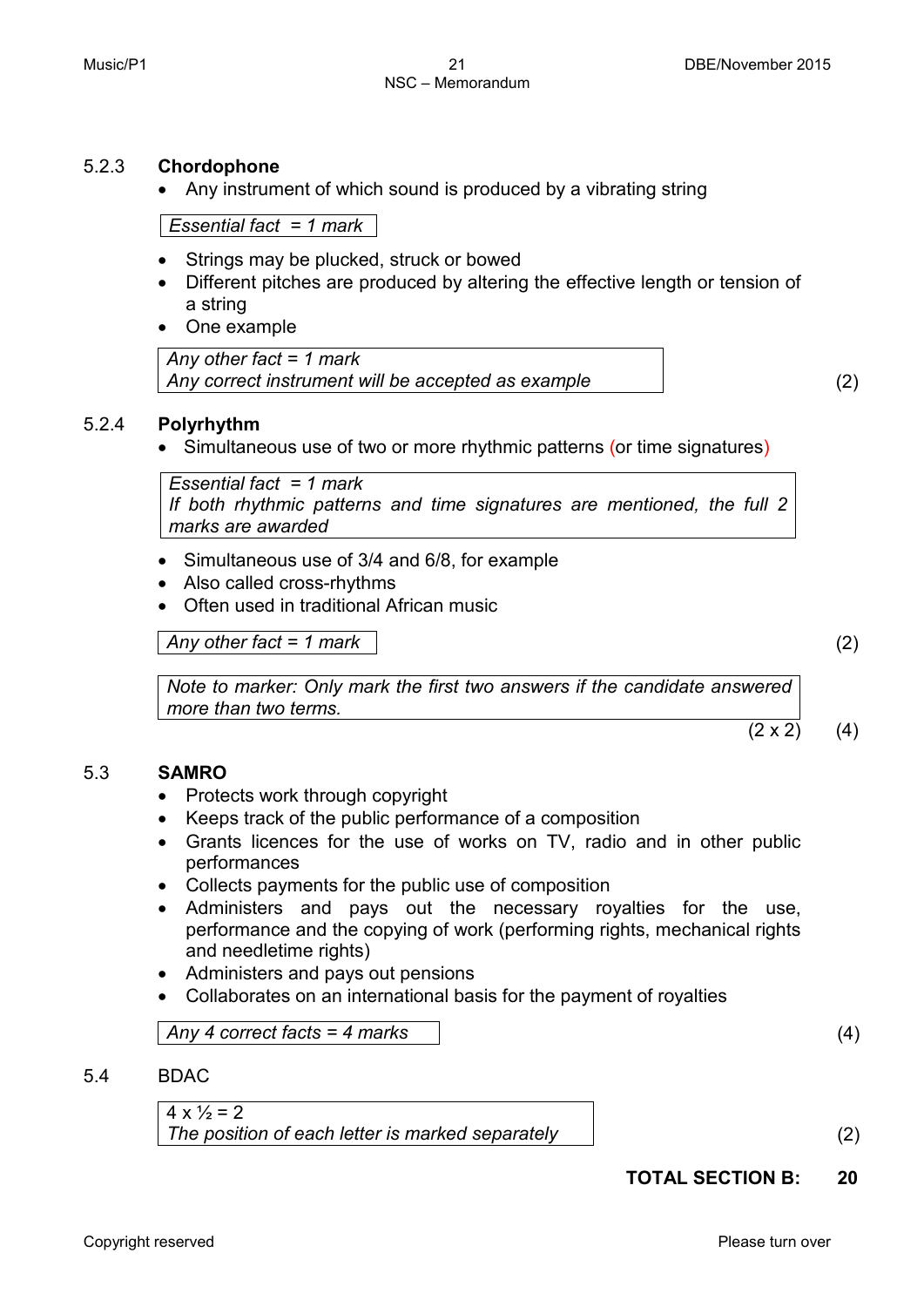5.2.3 **Chordophone**

- Any instrument of which sound is produced by a vibrating string

*Essential fact = 1 mark*

- Strings may be plucked, struck or bowed
- Different pitches are produced by altering the effective length or tension of a string
- One example

*Any other fact = 1 mark*
*Any correct instrument will be accepted as example* (2)

5.2.4 **Polyrhythm**

- Simultaneous use of two or more rhythmic patterns (or time signatures)

*Essential fact = 1 mark*
*If both rhythmic patterns and time signatures are mentioned, the full 2 marks are awarded*

- Simultaneous use of 3/4 and 6/8, for example
- Also called cross-rhythms
- Often used in traditional African music

*Any other fact = 1 mark* (2)

*Note to marker: Only mark the first two answers if the candidate answered more than two terms.*

(2 x 2) (4)

5.3 **SAMRO**

- Protects work through copyright
- Keeps track of the public performance of a composition
- Grants licences for the use of works on TV, radio and in other public performances
- Collects payments for the public use of composition
- Administers and pays out the necessary royalties for the use, performance and the copying of work (performing rights, mechanical rights and needletime rights)
- Administers and pays out pensions
- Collaborates on an international basis for the payment of royalties

*Any 4 correct facts = 4 marks* (4)

5.4 BDAC

$4 \times \frac{1}{2} = 2$
*The position of each letter is marked separately* (2)

**TOTAL SECTION B: 20**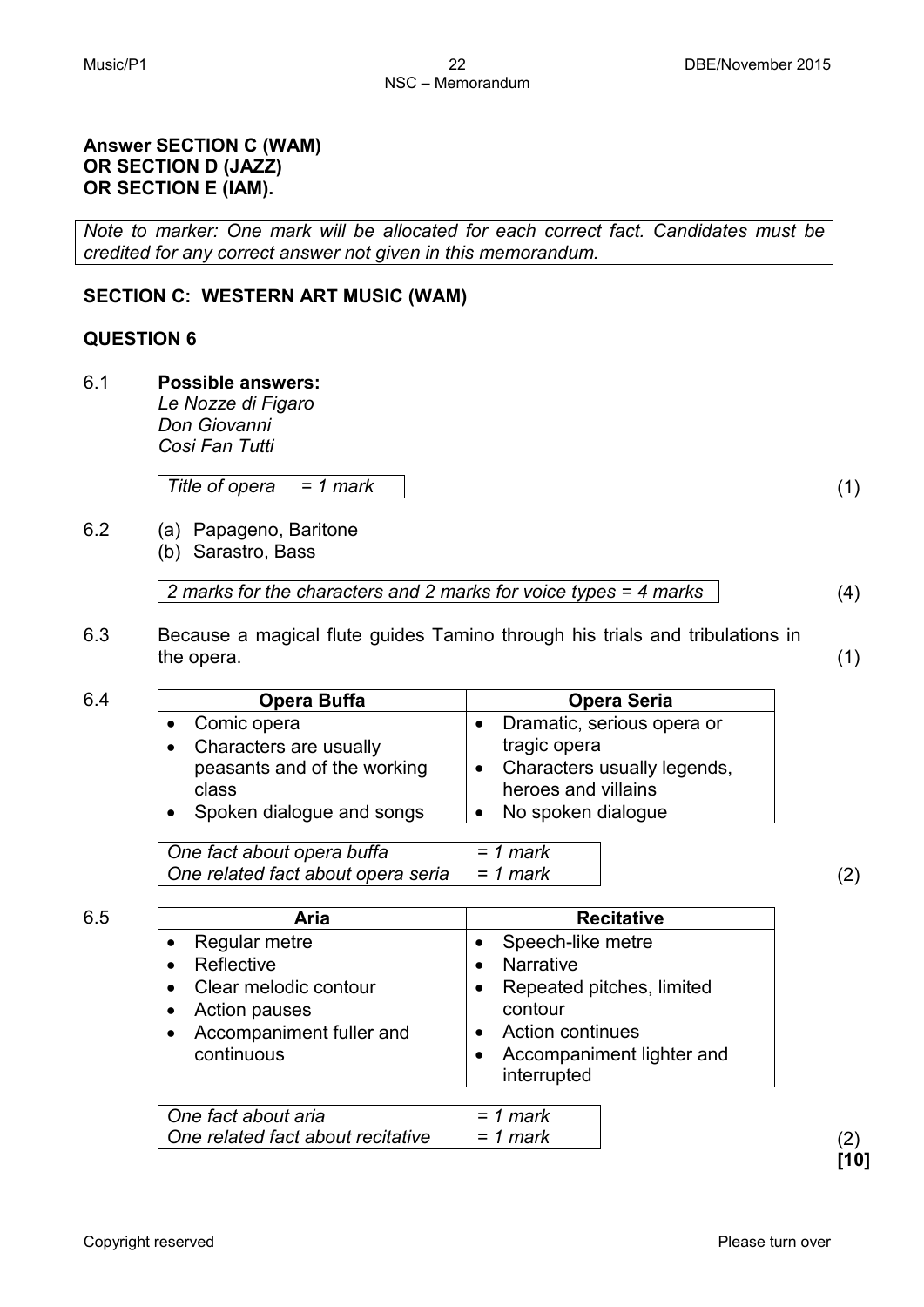**Answer SECTION C (WAM)**
**OR SECTION D (JAZZ)**
**OR SECTION E (IAM).**

*Note to marker: One mark will be allocated for each correct fact. Candidates must be credited for any correct answer not given in this memorandum.*

## SECTION C: WESTERN ART MUSIC (WAM)

### QUESTION 6

6.1 **Possible answers:**
*Le Nozze di Figaro*
*Don Giovanni*
*Cosi Fan Tutti*

*Title of opera = 1 mark* (1)

6.2 (a) Papageno, Baritone
(b) Sarastro, Bass

*2 marks for the characters and 2 marks for voice types = 4 marks* (4)

6.3 Because a magical flute guides Tamino through his trials and tribulations in the opera. (1)

6.4

| Opera Buffa | Opera Seria |
|---|---|
| • Comic opera<br>• Characters are usually peasants and of the working class<br>• Spoken dialogue and songs | • Dramatic, serious opera or tragic opera<br>• Characters usually legends, heroes and villains<br>• No spoken dialogue |

*One fact about opera buffa = 1 mark*
*One related fact about opera seria = 1 mark* (2)

6.5

| Aria | Recitative |
|---|---|
| • Regular metre<br>• Reflective<br>• Clear melodic contour<br>• Action pauses<br>• Accompaniment fuller and continuous | • Speech-like metre<br>• Narrative<br>• Repeated pitches, limited contour<br>• Action continues<br>• Accompaniment lighter and interrupted |

*One fact about aria = 1 mark*
*One related fact about recitative = 1 mark* (2)

**[10]**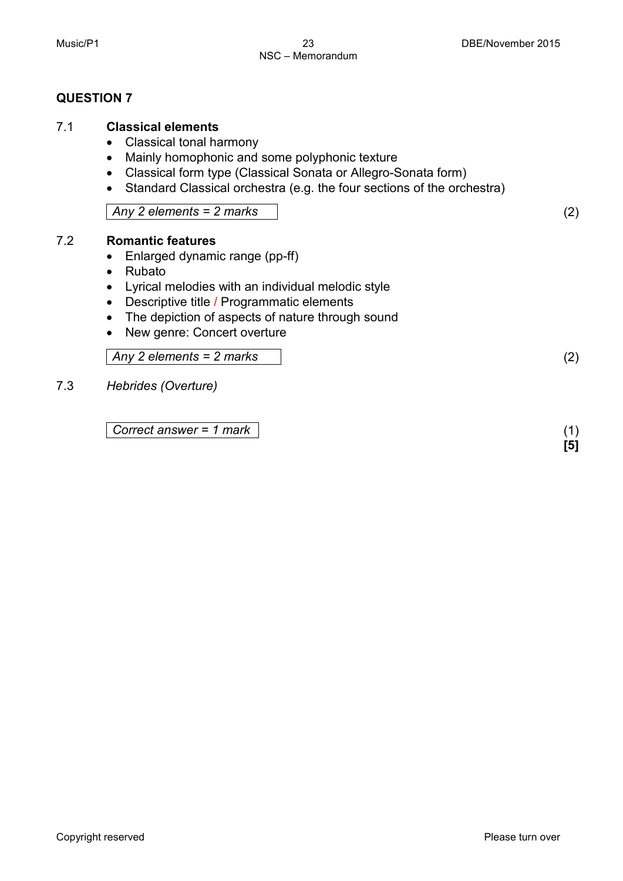## QUESTION 7

**7.1 Classical elements**

- Classical tonal harmony
- Mainly homophonic and some polyphonic texture
- Classical form type (Classical Sonata or Allegro-Sonata form)
- Standard Classical orchestra (e.g. the four sections of the orchestra)

| *Any 2 elements = 2 marks* |
|---|

(2)

**7.2 Romantic features**

- Enlarged dynamic range (pp-ff)
- Rubato
- Lyrical melodies with an individual melodic style
- Descriptive title / Programmatic elements
- The depiction of aspects of nature through sound
- New genre: Concert overture

| *Any 2 elements = 2 marks* |
|---|

(2)

**7.3** *Hebrides (Overture)*

| *Correct answer = 1 mark* |
|---|

(1)

**[5]**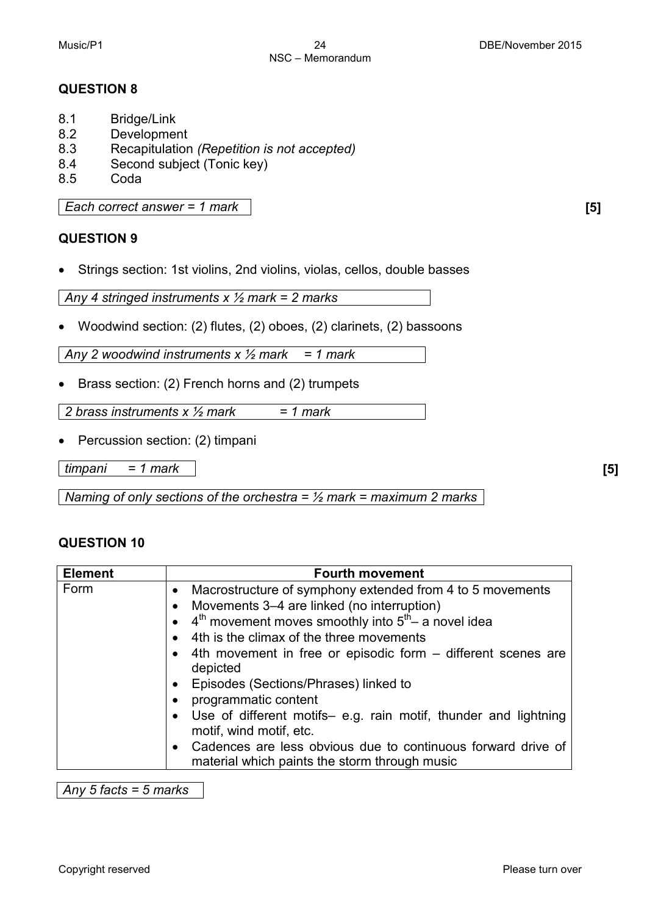## QUESTION 8

8.1 Bridge/Link
8.2 Development
8.3 Recapitulation *(Repetition is not accepted)*
8.4 Second subject (Tonic key)
8.5 Coda

*Each correct answer = 1 mark* **[5]**

## QUESTION 9

- Strings section: 1st violins, 2nd violins, violas, cellos, double basses

*Any 4 stringed instruments x ½ mark = 2 marks*

- Woodwind section: (2) flutes, (2) oboes, (2) clarinets, (2) bassoons

*Any 2 woodwind instruments x ½ mark = 1 mark*

- Brass section: (2) French horns and (2) trumpets

*2 brass instruments x ½ mark = 1 mark*

- Percussion section: (2) timpani

*timpani = 1 mark* **[5]**

*Naming of only sections of the orchestra = ½ mark = maximum 2 marks*

## QUESTION 10

| Element | Fourth movement |
|---|---|
| Form | • Macrostructure of symphony extended from 4 to 5 movements<br>• Movements 3–4 are linked (no interruption)<br>• 4th movement moves smoothly into 5th – a novel idea<br>• 4th is the climax of the three movements<br>• 4th movement in free or episodic form – different scenes are depicted<br>• Episodes (Sections/Phrases) linked to<br>• programmatic content<br>• Use of different motifs– e.g. rain motif, thunder and lightning motif, wind motif, etc.<br>• Cadences are less obvious due to continuous forward drive of material which paints the storm through music |

*Any 5 facts = 5 marks*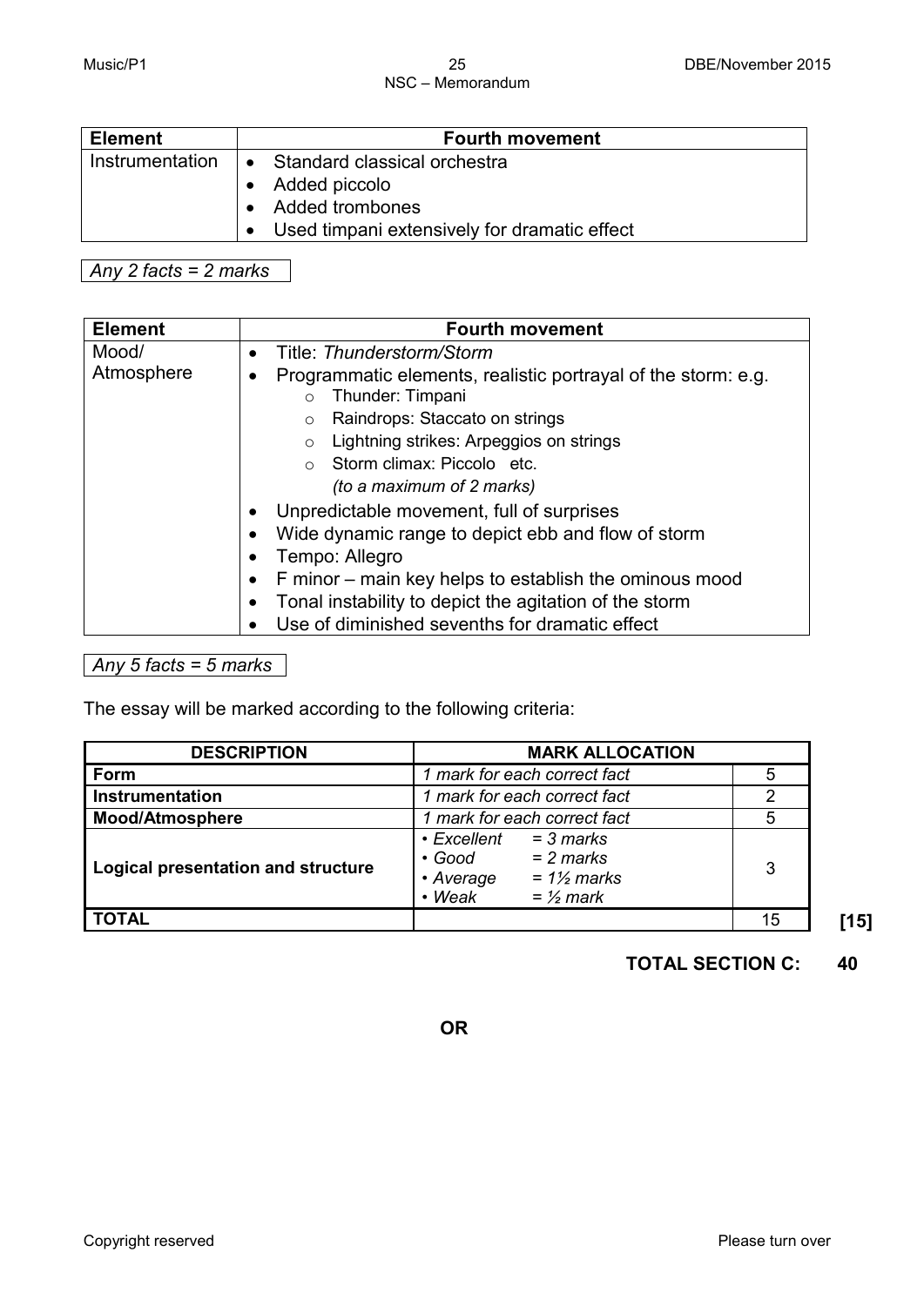| Element | Fourth movement |
|---|---|
| Instrumentation | • Standard classical orchestra<br>• Added piccolo<br>• Added trombones<br>• Used timpani extensively for dramatic effect |

*Any 2 facts = 2 marks*

| Element | Fourth movement |
|---|---|
| Mood/ Atmosphere | • Title: *Thunderstorm/Storm*<br>• Programmatic elements, realistic portrayal of the storm: e.g.<br>&nbsp;&nbsp;○ Thunder: Timpani<br>&nbsp;&nbsp;○ Raindrops: Staccato on strings<br>&nbsp;&nbsp;○ Lightning strikes: Arpeggios on strings<br>&nbsp;&nbsp;○ Storm climax: Piccolo etc.<br>&nbsp;&nbsp;*(to a maximum of 2 marks)*<br>• Unpredictable movement, full of surprises<br>• Wide dynamic range to depict ebb and flow of storm<br>• Tempo: Allegro<br>• F minor – main key helps to establish the ominous mood<br>• Tonal instability to depict the agitation of the storm<br>• Use of diminished sevenths for dramatic effect |

*Any 5 facts = 5 marks*

The essay will be marked according to the following criteria:

| DESCRIPTION | MARK ALLOCATION | |
|---|---|---|
| **Form** | *1 mark for each correct fact* | 5 |
| **Instrumentation** | *1 mark for each correct fact* | 2 |
| **Mood/Atmosphere** | *1 mark for each correct fact* | 5 |
| **Logical presentation and structure** | *• Excellent = 3 marks*<br>*• Good = 2 marks*<br>*• Average = 1½ marks*<br>*• Weak = ½ mark* | 3 |
| **TOTAL** | | 15 |

**[15]**

**TOTAL SECTION C: 40**

**OR**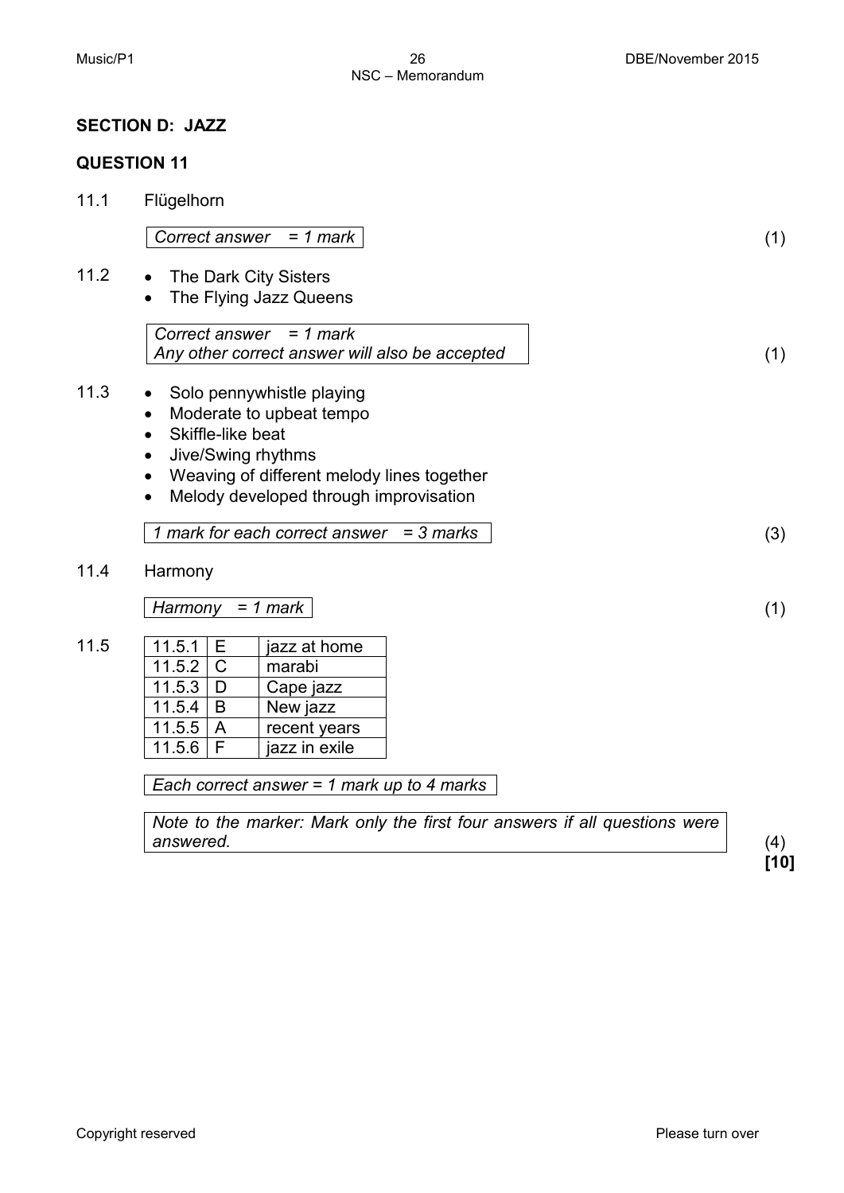## SECTION D: JAZZ

### QUESTION 11

11.1 Flügelhorn

*Correct answer = 1 mark* (1)

11.2
- The Dark City Sisters
- The Flying Jazz Queens

*Correct answer = 1 mark*
*Any other correct answer will also be accepted* (1)

11.3
- Solo pennywhistle playing
- Moderate to upbeat tempo
- Skiffle-like beat
- Jive/Swing rhythms
- Weaving of different melody lines together
- Melody developed through improvisation

*1 mark for each correct answer = 3 marks* (3)

11.4 Harmony

*Harmony = 1 mark* (1)

11.5

| | | |
|---|---|---|
| 11.5.1 | E | jazz at home |
| 11.5.2 | C | marabi |
| 11.5.3 | D | Cape jazz |
| 11.5.4 | B | New jazz |
| 11.5.5 | A | recent years |
| 11.5.6 | F | jazz in exile |

*Each correct answer = 1 mark up to 4 marks*

*Note to the marker: Mark only the first four answers if all questions were answered.* (4)

**[10]**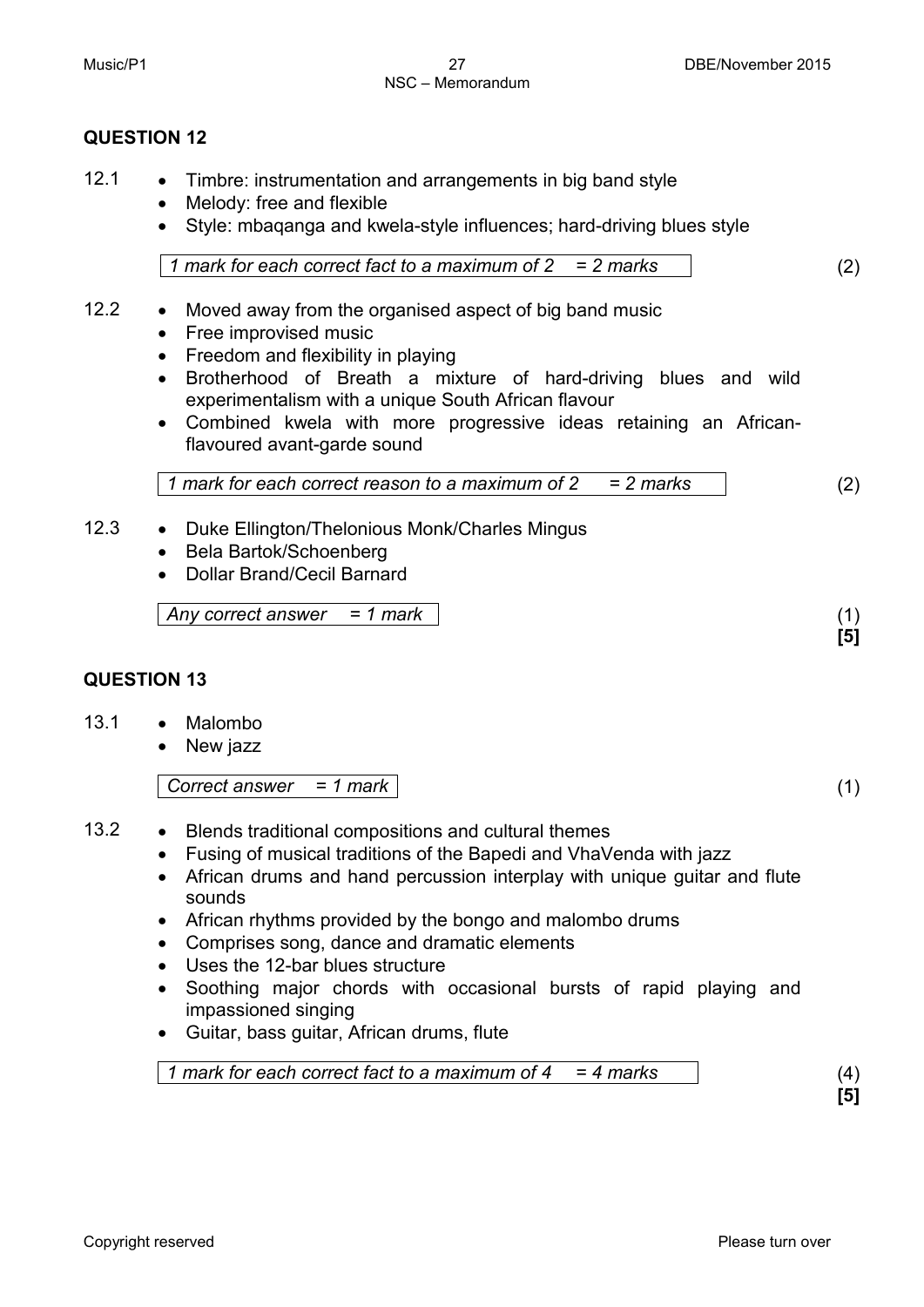## QUESTION 12

12.1
- Timbre: instrumentation and arrangements in big band style
- Melody: free and flexible
- Style: mbaqanga and kwela-style influences; hard-driving blues style

*1 mark for each correct fact to a maximum of 2 = 2 marks* (2)

12.2
- Moved away from the organised aspect of big band music
- Free improvised music
- Freedom and flexibility in playing
- Brotherhood of Breath a mixture of hard-driving blues and wild experimentalism with a unique South African flavour
- Combined kwela with more progressive ideas retaining an African-flavoured avant-garde sound

*1 mark for each correct reason to a maximum of 2 = 2 marks* (2)

12.3
- Duke Ellington/Thelonious Monk/Charles Mingus
- Bela Bartok/Schoenberg
- Dollar Brand/Cecil Barnard

*Any correct answer = 1 mark* (1)

**[5]**

## QUESTION 13

13.1
- Malombo
- New jazz

*Correct answer = 1 mark* (1)

13.2
- Blends traditional compositions and cultural themes
- Fusing of musical traditions of the Bapedi and VhaVenda with jazz
- African drums and hand percussion interplay with unique guitar and flute sounds
- African rhythms provided by the bongo and malombo drums
- Comprises song, dance and dramatic elements
- Uses the 12-bar blues structure
- Soothing major chords with occasional bursts of rapid playing and impassioned singing
- Guitar, bass guitar, African drums, flute

*1 mark for each correct fact to a maximum of 4 = 4 marks* (4)

**[5]**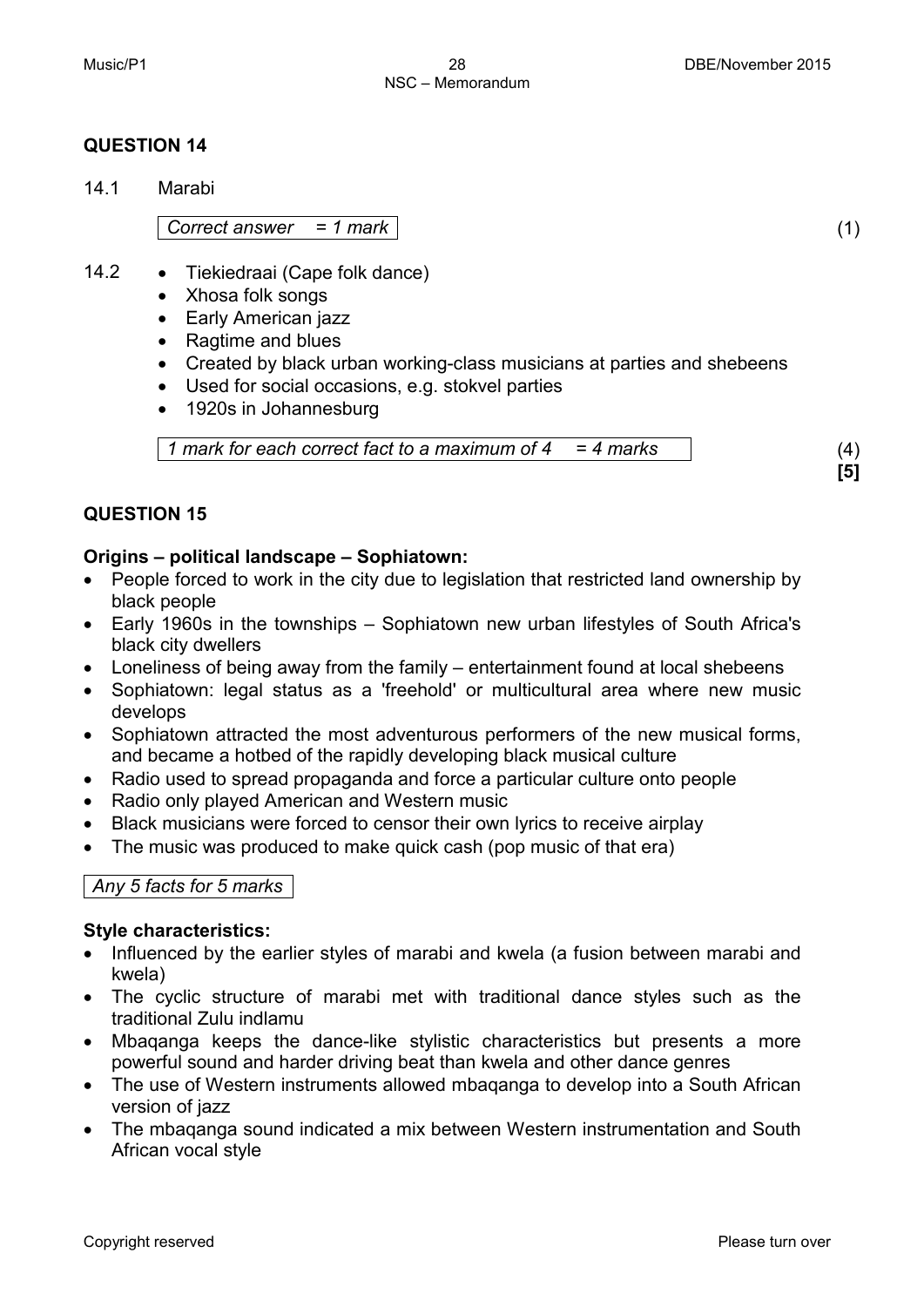## QUESTION 14

14.1 Marabi

*Correct answer = 1 mark* (1)

14.2
- Tiekiedraai (Cape folk dance)
- Xhosa folk songs
- Early American jazz
- Ragtime and blues
- Created by black urban working-class musicians at parties and shebeens
- Used for social occasions, e.g. stokvel parties
- 1920s in Johannesburg

*1 mark for each correct fact to a maximum of 4 = 4 marks* (4)

**[5]**

## QUESTION 15

**Origins – political landscape – Sophiatown:**

- People forced to work in the city due to legislation that restricted land ownership by black people
- Early 1960s in the townships – Sophiatown new urban lifestyles of South Africa's black city dwellers
- Loneliness of being away from the family – entertainment found at local shebeens
- Sophiatown: legal status as a 'freehold' or multicultural area where new music develops
- Sophiatown attracted the most adventurous performers of the new musical forms, and became a hotbed of the rapidly developing black musical culture
- Radio used to spread propaganda and force a particular culture onto people
- Radio only played American and Western music
- Black musicians were forced to censor their own lyrics to receive airplay
- The music was produced to make quick cash (pop music of that era)

*Any 5 facts for 5 marks*

**Style characteristics:**

- Influenced by the earlier styles of marabi and kwela (a fusion between marabi and kwela)
- The cyclic structure of marabi met with traditional dance styles such as the traditional Zulu indlamu
- Mbaqanga keeps the dance-like stylistic characteristics but presents a more powerful sound and harder driving beat than kwela and other dance genres
- The use of Western instruments allowed mbaqanga to develop into a South African version of jazz
- The mbaqanga sound indicated a mix between Western instrumentation and South African vocal style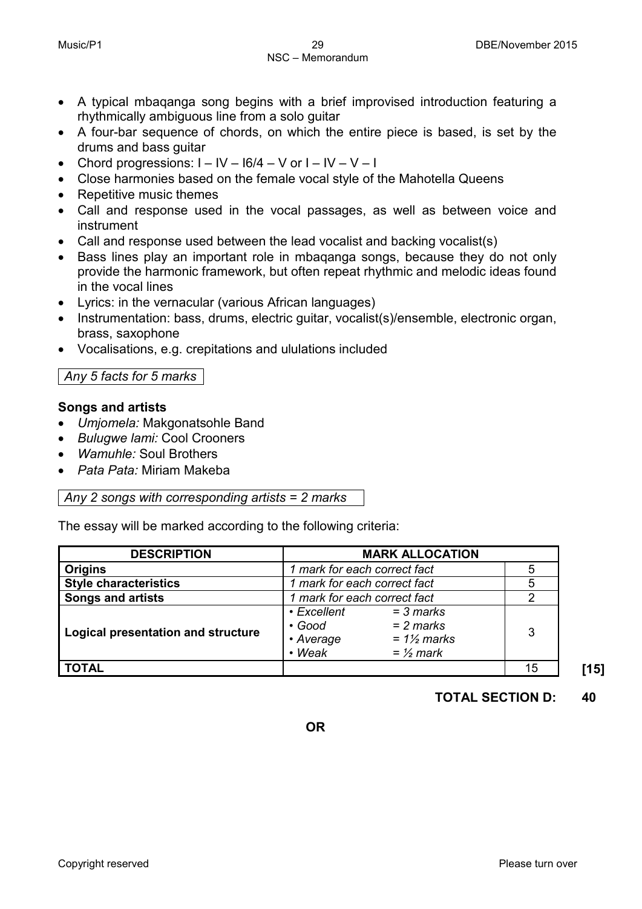- A typical mbaqanga song begins with a brief improvised introduction featuring a rhythmically ambiguous line from a solo guitar
- A four-bar sequence of chords, on which the entire piece is based, is set by the drums and bass guitar
- Chord progressions: I – IV – I6/4 – V or I – IV – V – I
- Close harmonies based on the female vocal style of the Mahotella Queens
- Repetitive music themes
- Call and response used in the vocal passages, as well as between voice and instrument
- Call and response used between the lead vocalist and backing vocalist(s)
- Bass lines play an important role in mbaqanga songs, because they do not only provide the harmonic framework, but often repeat rhythmic and melodic ideas found in the vocal lines
- Lyrics: in the vernacular (various African languages)
- Instrumentation: bass, drums, electric guitar, vocalist(s)/ensemble, electronic organ, brass, saxophone
- Vocalisations, e.g. crepitations and ululations included

*Any 5 facts for 5 marks*

**Songs and artists**

- *Umjomela:* Makgonatsohle Band
- *Bulugwe lami:* Cool Crooners
- *Wamuhle:* Soul Brothers
- *Pata Pata:* Miriam Makeba

*Any 2 songs with corresponding artists = 2 marks*

The essay will be marked according to the following criteria:

| DESCRIPTION | MARK ALLOCATION | |
|---|---|---|
| **Origins** | *1 mark for each correct fact* | 5 |
| **Style characteristics** | *1 mark for each correct fact* | 5 |
| **Songs and artists** | *1 mark for each correct fact* | 2 |
| **Logical presentation and structure** | *• Excellent = 3 marks*<br>*• Good = 2 marks*<br>*• Average = 1½ marks*<br>*• Weak = ½ mark* | 3 |
| **TOTAL** | | 15 |

**[15]**

**TOTAL SECTION D: 40**

**OR**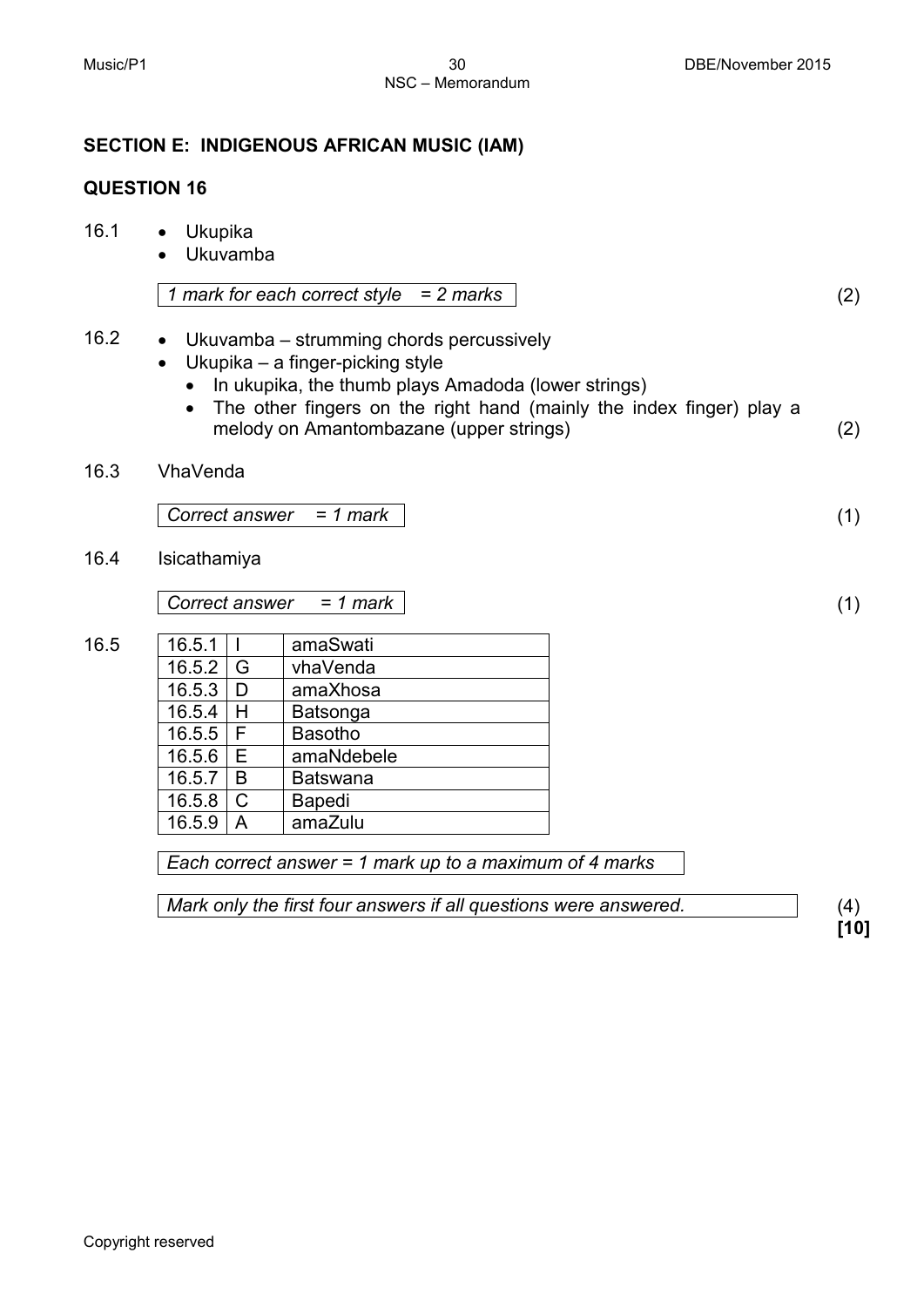## SECTION E: INDIGENOUS AFRICAN MUSIC (IAM)

### QUESTION 16

16.1
- Ukupika
- Ukuvamba

*1 mark for each correct style = 2 marks* (2)

16.2
- Ukuvamba – strumming chords percussively
- Ukupika – a finger-picking style
  - In ukupika, the thumb plays Amadoda (lower strings)
  - The other fingers on the right hand (mainly the index finger) play a melody on Amantombazane (upper strings) (2)

16.3 VhaVenda

*Correct answer = 1 mark* (1)

16.4 Isicathamiya

*Correct answer = 1 mark* (1)

16.5

| | | |
|---|---|---|
| 16.5.1 | I | amaSwati |
| 16.5.2 | G | vhaVenda |
| 16.5.3 | D | amaXhosa |
| 16.5.4 | H | Batsonga |
| 16.5.5 | F | Basotho |
| 16.5.6 | E | amaNdebele |
| 16.5.7 | B | Batswana |
| 16.5.8 | C | Bapedi |
| 16.5.9 | A | amaZulu |

*Each correct answer = 1 mark up to a maximum of 4 marks*

*Mark only the first four answers if all questions were answered.* (4)

**[10]**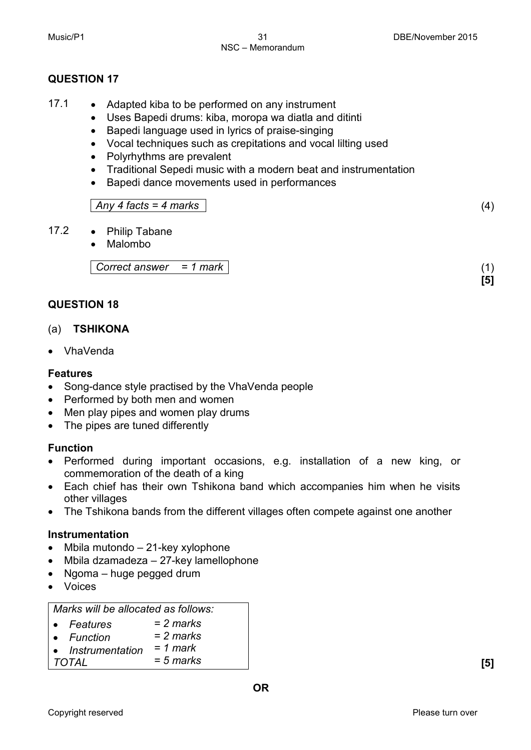## QUESTION 17

17.1
- Adapted kiba to be performed on any instrument
- Uses Bapedi drums: kiba, moropa wa diatla and ditinti
- Bapedi language used in lyrics of praise-singing
- Vocal techniques such as crepitations and vocal lilting used
- Polyrhythms are prevalent
- Traditional Sepedi music with a modern beat and instrumentation
- Bapedi dance movements used in performances

*Any 4 facts = 4 marks* (4)

17.2
- Philip Tabane
- Malombo

*Correct answer = 1 mark* (1)

**[5]**

## QUESTION 18

(a) **TSHIKONA**

- VhaVenda

**Features**
- Song-dance style practised by the VhaVenda people
- Performed by both men and women
- Men play pipes and women play drums
- The pipes are tuned differently

**Function**
- Performed during important occasions, e.g. installation of a new king, or commemoration of the death of a king
- Each chief has their own Tshikona band which accompanies him when he visits other villages
- The Tshikona bands from the different villages often compete against one another

**Instrumentation**
- Mbila mutondo – 21-key xylophone
- Mbila dzamadeza – 27-key lamellophone
- Ngoma – huge pegged drum
- Voices

*Marks will be allocated as follows:*

| | |
|---|---|
| • *Features* | *= 2 marks* |
| • *Function* | *= 2 marks* |
| • *Instrumentation* | *= 1 mark* |
| *TOTAL* | *= 5 marks* |

**[5]**

**OR**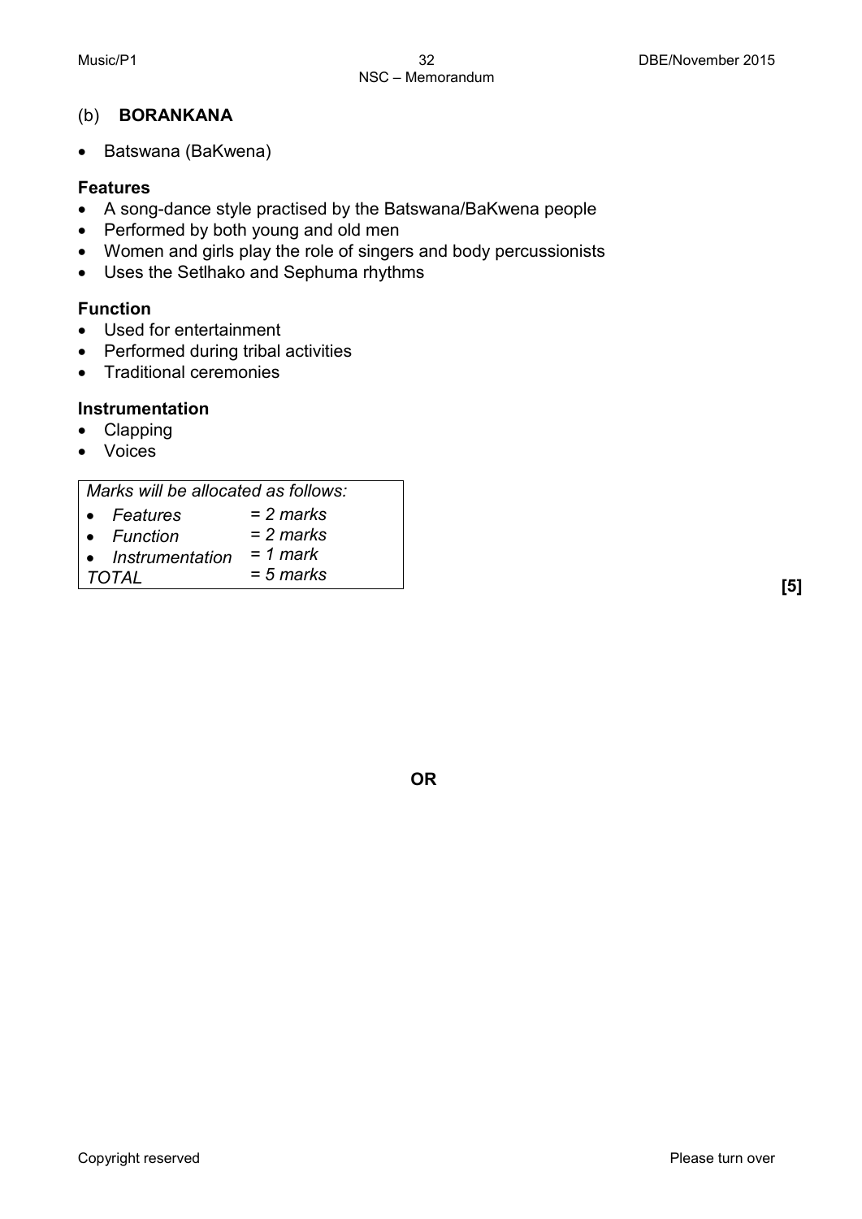(b) **BORANKANA**

- Batswana (BaKwena)

**Features**
- A song-dance style practised by the Batswana/BaKwena people
- Performed by both young and old men
- Women and girls play the role of singers and body percussionists
- Uses the Setlhako and Sephuma rhythms

**Function**
- Used for entertainment
- Performed during tribal activities
- Traditional ceremonies

**Instrumentation**
- Clapping
- Voices

| *Marks will be allocated as follows:* | |
|---|---|
| • *Features* | *= 2 marks* |
| • *Function* | *= 2 marks* |
| • *Instrumentation* | *= 1 mark* |
| *TOTAL* | *= 5 marks* |

**[5]**

**OR**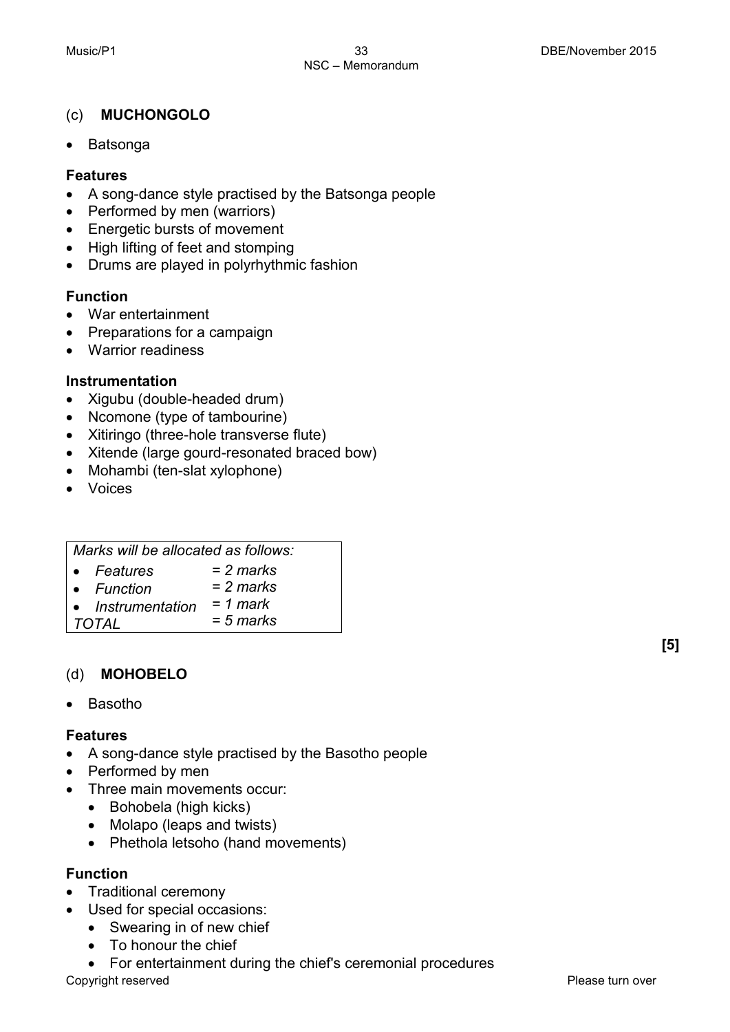## (c) **MUCHONGOLO**

- Batsonga

### Features

- A song-dance style practised by the Batsonga people
- Performed by men (warriors)
- Energetic bursts of movement
- High lifting of feet and stomping
- Drums are played in polyrhythmic fashion

### Function

- War entertainment
- Preparations for a campaign
- Warrior readiness

### Instrumentation

- Xigubu (double-headed drum)
- Ncomone (type of tambourine)
- Xitiringo (three-hole transverse flute)
- Xitende (large gourd-resonated braced bow)
- Mohambi (ten-slat xylophone)
- Voices

| *Marks will be allocated as follows:* | |
|---|---|
| • *Features* | *= 2 marks* |
| • *Function* | *= 2 marks* |
| • *Instrumentation* | *= 1 mark* |
| *TOTAL* | *= 5 marks* |

**[5]**

## (d) **MOHOBELO**

- Basotho

### Features

- A song-dance style practised by the Basotho people
- Performed by men
- Three main movements occur:
  - Bohobela (high kicks)
  - Molapo (leaps and twists)
  - Phethola letsoho (hand movements)

### Function

- Traditional ceremony
- Used for special occasions:
  - Swearing in of new chief
  - To honour the chief
  - For entertainment during the chief's ceremonial procedures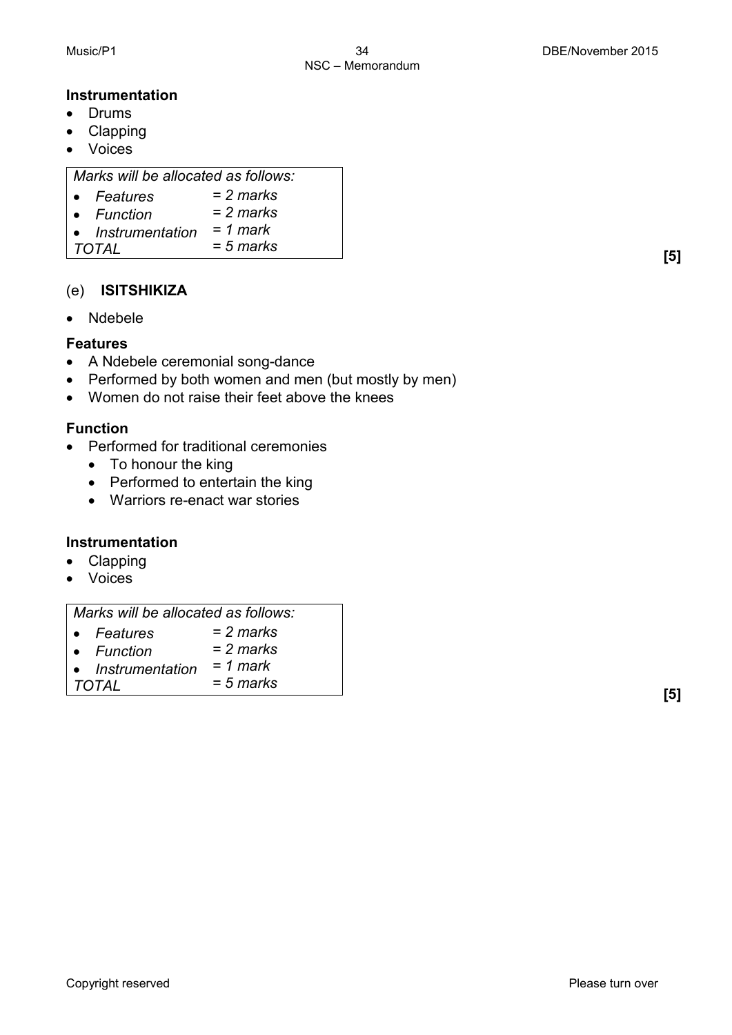**Instrumentation**

- Drums
- Clapping
- Voices

| *Marks will be allocated as follows:* | |
|---|---|
| • *Features* | *= 2 marks* |
| • *Function* | *= 2 marks* |
| • *Instrumentation* | *= 1 mark* |
| *TOTAL* | *= 5 marks* |

**[5]**

(e) **ISITSHIKIZA**

- Ndebele

**Features**

- A Ndebele ceremonial song-dance
- Performed by both women and men (but mostly by men)
- Women do not raise their feet above the knees

**Function**

- Performed for traditional ceremonies
  - To honour the king
  - Performed to entertain the king
  - Warriors re-enact war stories

**Instrumentation**

- Clapping
- Voices

| *Marks will be allocated as follows:* | |
|---|---|
| • *Features* | *= 2 marks* |
| • *Function* | *= 2 marks* |
| • *Instrumentation* | *= 1 mark* |
| *TOTAL* | *= 5 marks* |

**[5]**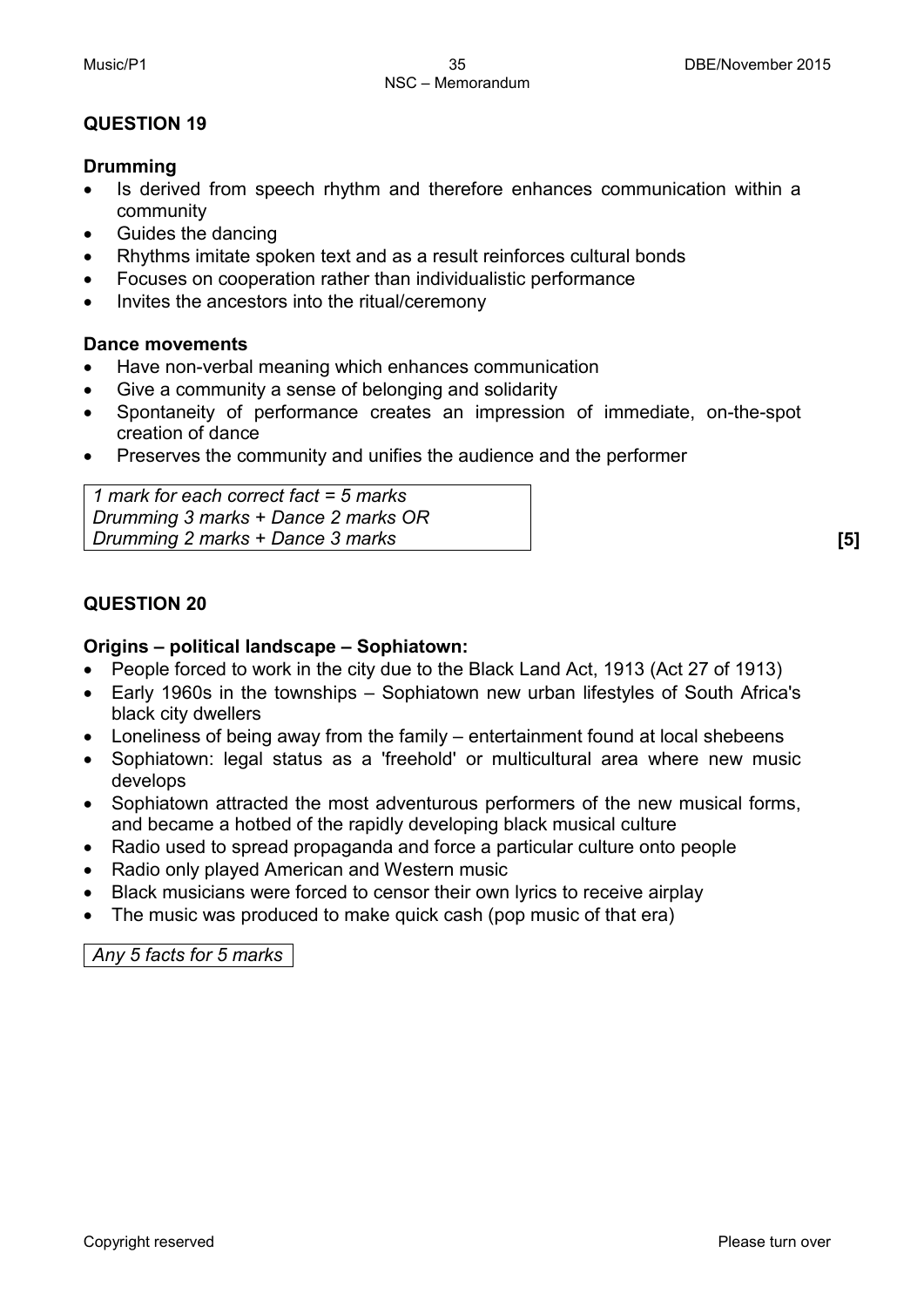## QUESTION 19

**Drumming**

- Is derived from speech rhythm and therefore enhances communication within a community
- Guides the dancing
- Rhythms imitate spoken text and as a result reinforces cultural bonds
- Focuses on cooperation rather than individualistic performance
- Invites the ancestors into the ritual/ceremony

**Dance movements**

- Have non-verbal meaning which enhances communication
- Give a community a sense of belonging and solidarity
- Spontaneity of performance creates an impression of immediate, on-the-spot creation of dance
- Preserves the community and unifies the audience and the performer

*1 mark for each correct fact = 5 marks*
*Drumming 3 marks + Dance 2 marks OR*
*Drumming 2 marks + Dance 3 marks*

**[5]**

## QUESTION 20

**Origins – political landscape – Sophiatown:**

- People forced to work in the city due to the Black Land Act, 1913 (Act 27 of 1913)
- Early 1960s in the townships – Sophiatown new urban lifestyles of South Africa's black city dwellers
- Loneliness of being away from the family – entertainment found at local shebeens
- Sophiatown: legal status as a 'freehold' or multicultural area where new music develops
- Sophiatown attracted the most adventurous performers of the new musical forms, and became a hotbed of the rapidly developing black musical culture
- Radio used to spread propaganda and force a particular culture onto people
- Radio only played American and Western music
- Black musicians were forced to censor their own lyrics to receive airplay
- The music was produced to make quick cash (pop music of that era)

*Any 5 facts for 5 marks*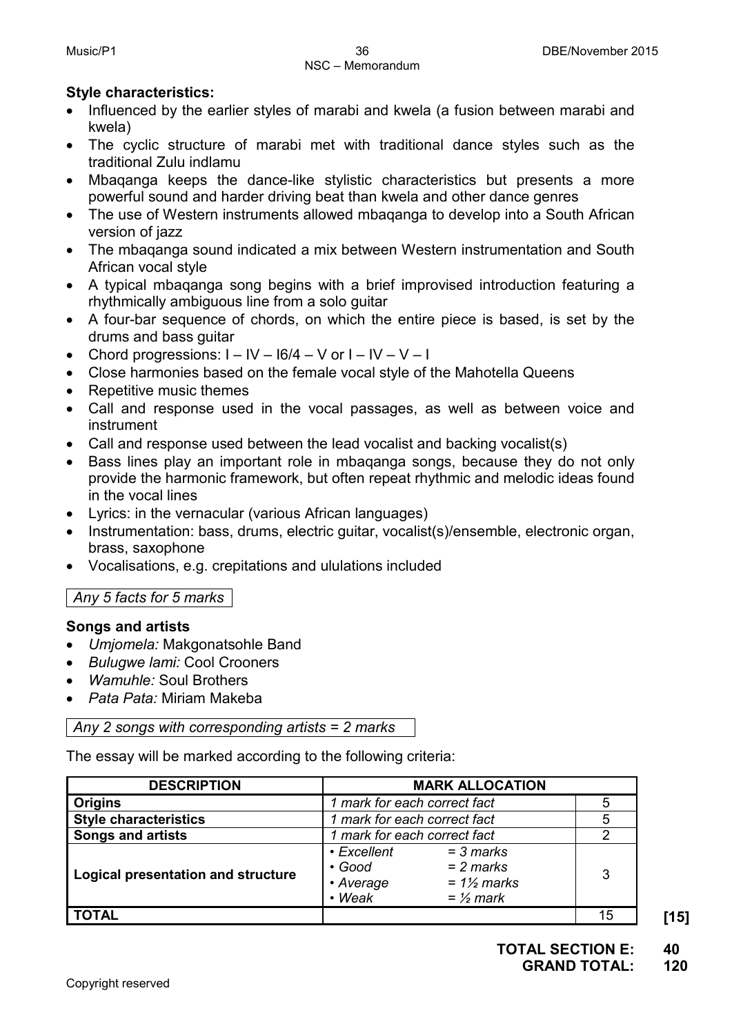**Style characteristics:**

- Influenced by the earlier styles of marabi and kwela (a fusion between marabi and kwela)
- The cyclic structure of marabi met with traditional dance styles such as the traditional Zulu indlamu
- Mbaqanga keeps the dance-like stylistic characteristics but presents a more powerful sound and harder driving beat than kwela and other dance genres
- The use of Western instruments allowed mbaqanga to develop into a South African version of jazz
- The mbaqanga sound indicated a mix between Western instrumentation and South African vocal style
- A typical mbaqanga song begins with a brief improvised introduction featuring a rhythmically ambiguous line from a solo guitar
- A four-bar sequence of chords, on which the entire piece is based, is set by the drums and bass guitar
- Chord progressions: I – IV – I6/4 – V or I – IV – V – I
- Close harmonies based on the female vocal style of the Mahotella Queens
- Repetitive music themes
- Call and response used in the vocal passages, as well as between voice and instrument
- Call and response used between the lead vocalist and backing vocalist(s)
- Bass lines play an important role in mbaqanga songs, because they do not only provide the harmonic framework, but often repeat rhythmic and melodic ideas found in the vocal lines
- Lyrics: in the vernacular (various African languages)
- Instrumentation: bass, drums, electric guitar, vocalist(s)/ensemble, electronic organ, brass, saxophone
- Vocalisations, e.g. crepitations and ululations included

*Any 5 facts for 5 marks*

**Songs and artists**

- *Umjomela:* Makgonatsohle Band
- *Bulugwe lami:* Cool Crooners
- *Wamuhle:* Soul Brothers
- *Pata Pata:* Miriam Makeba

*Any 2 songs with corresponding artists = 2 marks*

The essay will be marked according to the following criteria:

| DESCRIPTION | MARK ALLOCATION | |
|---|---|---|
| **Origins** | *1 mark for each correct fact* | 5 |
| **Style characteristics** | *1 mark for each correct fact* | 5 |
| **Songs and artists** | *1 mark for each correct fact* | 2 |
| **Logical presentation and structure** | *• Excellent = 3 marks*<br>*• Good = 2 marks*<br>*• Average = 1½ marks*<br>*• Weak = ½ mark* | 3 |
| **TOTAL** | | 15 |

**[15]**

**TOTAL SECTION E: 40**

**GRAND TOTAL: 120**